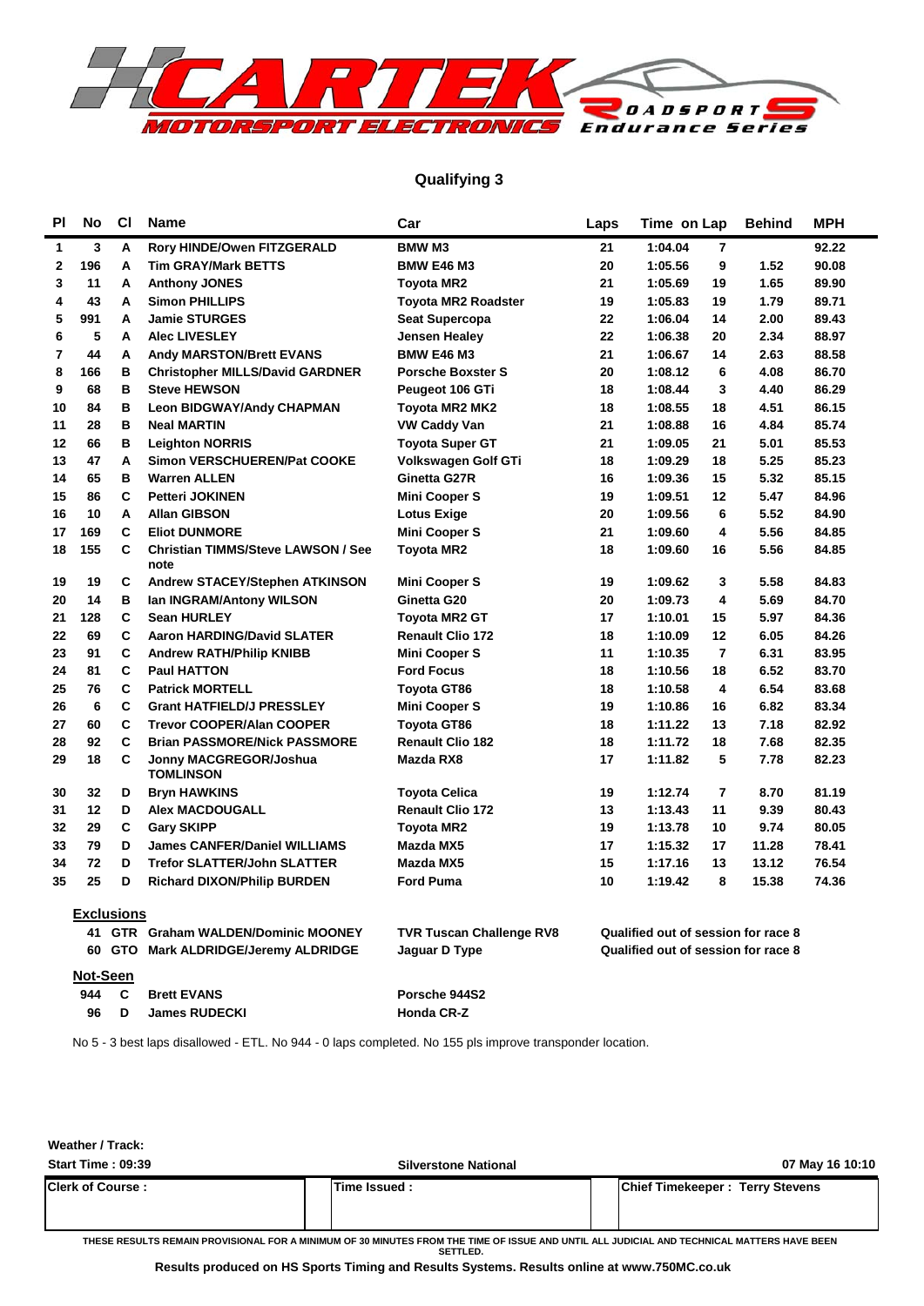CARTEK MOTORSPORT ELECTRONICS ROADSPORTS Endurance Series

## Qualifying 3

| Pl | No | Cl | Name | Car | Laps | Time | on Lap | Behind | MPH |
|---|---|---|---|---|---|---|---|---|---|
| 1 | 3 | A | Rory HINDE/Owen FITZGERALD | BMW M3 | 21 | 1:04.04 | 7 | | 92.22 |
| 2 | 196 | A | Tim GRAY/Mark BETTS | BMW E46 M3 | 20 | 1:05.56 | 9 | 1.52 | 90.08 |
| 3 | 11 | A | Anthony JONES | Toyota MR2 | 21 | 1:05.69 | 19 | 1.65 | 89.90 |
| 4 | 43 | A | Simon PHILLIPS | Toyota MR2 Roadster | 19 | 1:05.83 | 19 | 1.79 | 89.71 |
| 5 | 991 | A | Jamie STURGES | Seat Supercopa | 22 | 1:06.04 | 14 | 2.00 | 89.43 |
| 6 | 5 | A | Alec LIVESLEY | Jensen Healey | 22 | 1:06.38 | 20 | 2.34 | 88.97 |
| 7 | 44 | A | Andy MARSTON/Brett EVANS | BMW E46 M3 | 21 | 1:06.67 | 14 | 2.63 | 88.58 |
| 8 | 166 | B | Christopher MILLS/David GARDNER | Porsche Boxster S | 20 | 1:08.12 | 6 | 4.08 | 86.70 |
| 9 | 68 | B | Steve HEWSON | Peugeot 106 GTi | 18 | 1:08.44 | 3 | 4.40 | 86.29 |
| 10 | 84 | B | Leon BIDGWAY/Andy CHAPMAN | Toyota MR2 MK2 | 18 | 1:08.55 | 18 | 4.51 | 86.15 |
| 11 | 28 | B | Neal MARTIN | VW Caddy Van | 21 | 1:08.88 | 16 | 4.84 | 85.74 |
| 12 | 66 | B | Leighton NORRIS | Toyota Super GT | 21 | 1:09.05 | 21 | 5.01 | 85.53 |
| 13 | 47 | A | Simon VERSCHUEREN/Pat COOKE | Volkswagen Golf GTi | 18 | 1:09.29 | 18 | 5.25 | 85.23 |
| 14 | 65 | B | Warren ALLEN | Ginetta G27R | 16 | 1:09.36 | 15 | 5.32 | 85.15 |
| 15 | 86 | C | Petteri JOKINEN | Mini Cooper S | 19 | 1:09.51 | 12 | 5.47 | 84.96 |
| 16 | 10 | A | Allan GIBSON | Lotus Exige | 20 | 1:09.56 | 6 | 5.52 | 84.90 |
| 17 | 169 | C | Eliot DUNMORE | Mini Cooper S | 21 | 1:09.60 | 4 | 5.56 | 84.85 |
| 18 | 155 | C | Christian TIMMS/Steve LAWSON / See note | Toyota MR2 | 18 | 1:09.60 | 16 | 5.56 | 84.85 |
| 19 | 19 | C | Andrew STACEY/Stephen ATKINSON | Mini Cooper S | 19 | 1:09.62 | 3 | 5.58 | 84.83 |
| 20 | 14 | B | Ian INGRAM/Antony WILSON | Ginetta G20 | 20 | 1:09.73 | 4 | 5.69 | 84.70 |
| 21 | 128 | C | Sean HURLEY | Toyota MR2 GT | 17 | 1:10.01 | 15 | 5.97 | 84.36 |
| 22 | 69 | C | Aaron HARDING/David SLATER | Renault Clio 172 | 18 | 1:10.09 | 12 | 6.05 | 84.26 |
| 23 | 91 | C | Andrew RATH/Philip KNIBB | Mini Cooper S | 11 | 1:10.35 | 7 | 6.31 | 83.95 |
| 24 | 81 | C | Paul HATTON | Ford Focus | 18 | 1:10.56 | 18 | 6.52 | 83.70 |
| 25 | 76 | C | Patrick MORTELL | Toyota GT86 | 18 | 1:10.58 | 4 | 6.54 | 83.68 |
| 26 | 6 | C | Grant HATFIELD/J PRESSLEY | Mini Cooper S | 19 | 1:10.86 | 16 | 6.82 | 83.34 |
| 27 | 60 | C | Trevor COOPER/Alan COOPER | Toyota GT86 | 18 | 1:11.22 | 13 | 7.18 | 82.92 |
| 28 | 92 | C | Brian PASSMORE/Nick PASSMORE | Renault Clio 182 | 18 | 1:11.72 | 18 | 7.68 | 82.35 |
| 29 | 18 | C | Jonny MACGREGOR/Joshua TOMLINSON | Mazda RX8 | 17 | 1:11.82 | 5 | 7.78 | 82.23 |
| 30 | 32 | D | Bryn HAWKINS | Toyota Celica | 19 | 1:12.74 | 7 | 8.70 | 81.19 |
| 31 | 12 | D | Alex MACDOUGALL | Renault Clio 172 | 13 | 1:13.43 | 11 | 9.39 | 80.43 |
| 32 | 29 | C | Gary SKIPP | Toyota MR2 | 19 | 1:13.78 | 10 | 9.74 | 80.05 |
| 33 | 79 | D | James CANFER/Daniel WILLIAMS | Mazda MX5 | 17 | 1:15.32 | 17 | 11.28 | 78.41 |
| 34 | 72 | D | Trefor SLATTER/John SLATTER | Mazda MX5 | 15 | 1:17.16 | 13 | 13.12 | 76.54 |
| 35 | 25 | D | Richard DIXON/Philip BURDEN | Ford Puma | 10 | 1:19.42 | 8 | 15.38 | 74.36 |

**Exclusions**

| No | Cl | Name | Car | Note |
|---|---|---|---|---|
| 41 | GTR | Graham WALDEN/Dominic MOONEY | TVR Tuscan Challenge RV8 | Qualified out of session for race 8 |
| 60 | GTO | Mark ALDRIDGE/Jeremy ALDRIDGE | Jaguar D Type | Qualified out of session for race 8 |

**Not-Seen**

| No | Cl | Name | Car |
|---|---|---|---|
| 944 | C | Brett EVANS | Porsche 944S2 |
| 96 | D | James RUDECKI | Honda CR-Z |

No 5 - 3 best laps disallowed - ETL. No 944 - 0 laps completed. No 155 pls improve transponder location.

**Weather / Track:**

**Start Time : 09:39** — **Silverstone National** — **07 May 16 10:10**

| Clerk of Course : | Time Issued : | Chief Timekeeper : Terry Stevens |
|---|---|---|

THESE RESULTS REMAIN PROVISIONAL FOR A MINIMUM OF 30 MINUTES FROM THE TIME OF ISSUE AND UNTIL ALL JUDICIAL AND TECHNICAL MATTERS HAVE BEEN SETTLED.

**Results produced on HS Sports Timing and Results Systems. Results online at www.750MC.co.uk**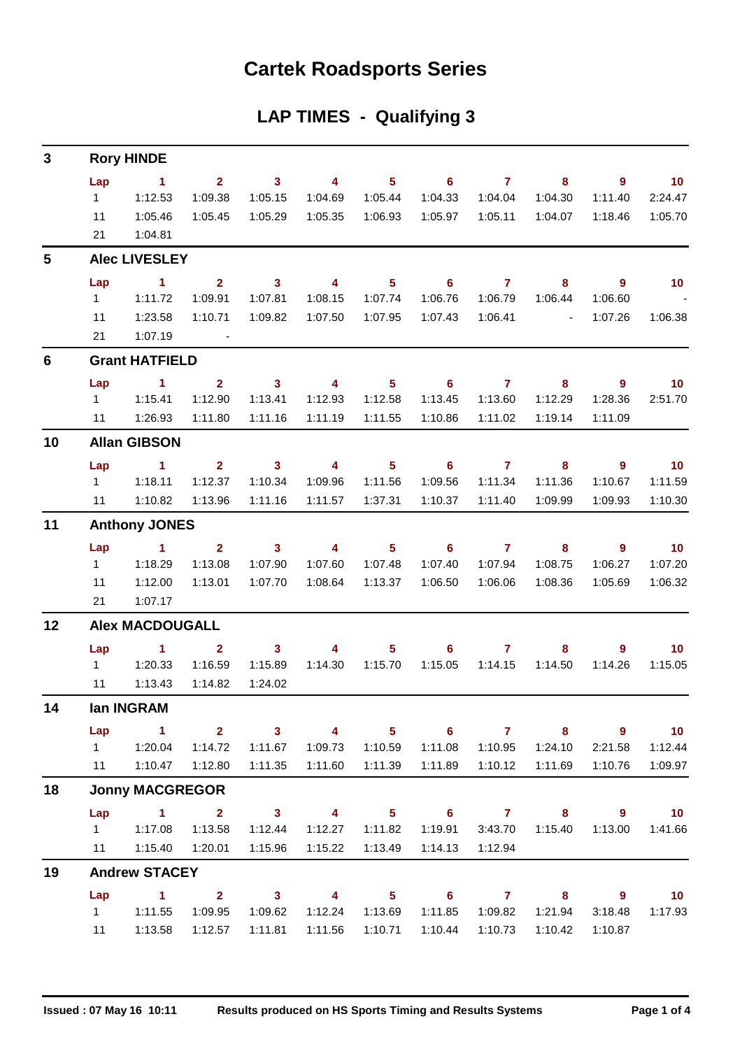# Cartek Roadsports Series

## LAP TIMES - Qualifying 3

### 3 Rory HINDE

| Lap | 1 | 2 | 3 | 4 | 5 | 6 | 7 | 8 | 9 | 10 |
|---|---|---|---|---|---|---|---|---|---|---|
| 1 | 1:12.53 | 1:09.38 | 1:05.15 | 1:04.69 | 1:05.44 | 1:04.33 | 1:04.04 | 1:04.30 | 1:11.40 | 2:24.47 |
| 11 | 1:05.46 | 1:05.45 | 1:05.29 | 1:05.35 | 1:06.93 | 1:05.97 | 1:05.11 | 1:04.07 | 1:18.46 | 1:05.70 |
| 21 | 1:04.81 | | | | | | | | | |

### 5 Alec LIVESLEY

| Lap | 1 | 2 | 3 | 4 | 5 | 6 | 7 | 8 | 9 | 10 |
|---|---|---|---|---|---|---|---|---|---|---|
| 1 | 1:11.72 | 1:09.91 | 1:07.81 | 1:08.15 | 1:07.74 | 1:06.76 | 1:06.79 | 1:06.44 | 1:06.60 | - |
| 11 | 1:23.58 | 1:10.71 | 1:09.82 | 1:07.50 | 1:07.95 | 1:07.43 | 1:06.41 | - | 1:07.26 | 1:06.38 |
| 21 | 1:07.19 | - | | | | | | | | |

### 6 Grant HATFIELD

| Lap | 1 | 2 | 3 | 4 | 5 | 6 | 7 | 8 | 9 | 10 |
|---|---|---|---|---|---|---|---|---|---|---|
| 1 | 1:15.41 | 1:12.90 | 1:13.41 | 1:12.93 | 1:12.58 | 1:13.45 | 1:13.60 | 1:12.29 | 1:28.36 | 2:51.70 |
| 11 | 1:26.93 | 1:11.80 | 1:11.16 | 1:11.19 | 1:11.55 | 1:10.86 | 1:11.02 | 1:19.14 | 1:11.09 | |

### 10 Allan GIBSON

| Lap | 1 | 2 | 3 | 4 | 5 | 6 | 7 | 8 | 9 | 10 |
|---|---|---|---|---|---|---|---|---|---|---|
| 1 | 1:18.11 | 1:12.37 | 1:10.34 | 1:09.96 | 1:11.56 | 1:09.56 | 1:11.34 | 1:11.36 | 1:10.67 | 1:11.59 |
| 11 | 1:10.82 | 1:13.96 | 1:11.16 | 1:11.57 | 1:37.31 | 1:10.37 | 1:11.40 | 1:09.99 | 1:09.93 | 1:10.30 |

### 11 Anthony JONES

| Lap | 1 | 2 | 3 | 4 | 5 | 6 | 7 | 8 | 9 | 10 |
|---|---|---|---|---|---|---|---|---|---|---|
| 1 | 1:18.29 | 1:13.08 | 1:07.90 | 1:07.60 | 1:07.48 | 1:07.40 | 1:07.94 | 1:08.75 | 1:06.27 | 1:07.20 |
| 11 | 1:12.00 | 1:13.01 | 1:07.70 | 1:08.64 | 1:13.37 | 1:06.50 | 1:06.06 | 1:08.36 | 1:05.69 | 1:06.32 |
| 21 | 1:07.17 | | | | | | | | | |

### 12 Alex MACDOUGALL

| Lap | 1 | 2 | 3 | 4 | 5 | 6 | 7 | 8 | 9 | 10 |
|---|---|---|---|---|---|---|---|---|---|---|
| 1 | 1:20.33 | 1:16.59 | 1:15.89 | 1:14.30 | 1:15.70 | 1:15.05 | 1:14.15 | 1:14.50 | 1:14.26 | 1:15.05 |
| 11 | 1:13.43 | 1:14.82 | 1:24.02 | | | | | | | |

### 14 Ian INGRAM

| Lap | 1 | 2 | 3 | 4 | 5 | 6 | 7 | 8 | 9 | 10 |
|---|---|---|---|---|---|---|---|---|---|---|
| 1 | 1:20.04 | 1:14.72 | 1:11.67 | 1:09.73 | 1:10.59 | 1:11.08 | 1:10.95 | 1:24.10 | 2:21.58 | 1:12.44 |
| 11 | 1:10.47 | 1:12.80 | 1:11.35 | 1:11.60 | 1:11.39 | 1:11.89 | 1:10.12 | 1:11.69 | 1:10.76 | 1:09.97 |

### 18 Jonny MACGREGOR

| Lap | 1 | 2 | 3 | 4 | 5 | 6 | 7 | 8 | 9 | 10 |
|---|---|---|---|---|---|---|---|---|---|---|
| 1 | 1:17.08 | 1:13.58 | 1:12.44 | 1:12.27 | 1:11.82 | 1:19.91 | 3:43.70 | 1:15.40 | 1:13.00 | 1:41.66 |
| 11 | 1:15.40 | 1:20.01 | 1:15.96 | 1:15.22 | 1:13.49 | 1:14.13 | 1:12.94 | | | |

### 19 Andrew STACEY

| Lap | 1 | 2 | 3 | 4 | 5 | 6 | 7 | 8 | 9 | 10 |
|---|---|---|---|---|---|---|---|---|---|---|
| 1 | 1:11.55 | 1:09.95 | 1:09.62 | 1:12.24 | 1:13.69 | 1:11.85 | 1:09.82 | 1:21.94 | 3:18.48 | 1:17.93 |
| 11 | 1:13.58 | 1:12.57 | 1:11.81 | 1:11.56 | 1:10.71 | 1:10.44 | 1:10.73 | 1:10.42 | 1:10.87 | |

Issued : 07 May 16 10:11 Results produced on HS Sports Timing and Results Systems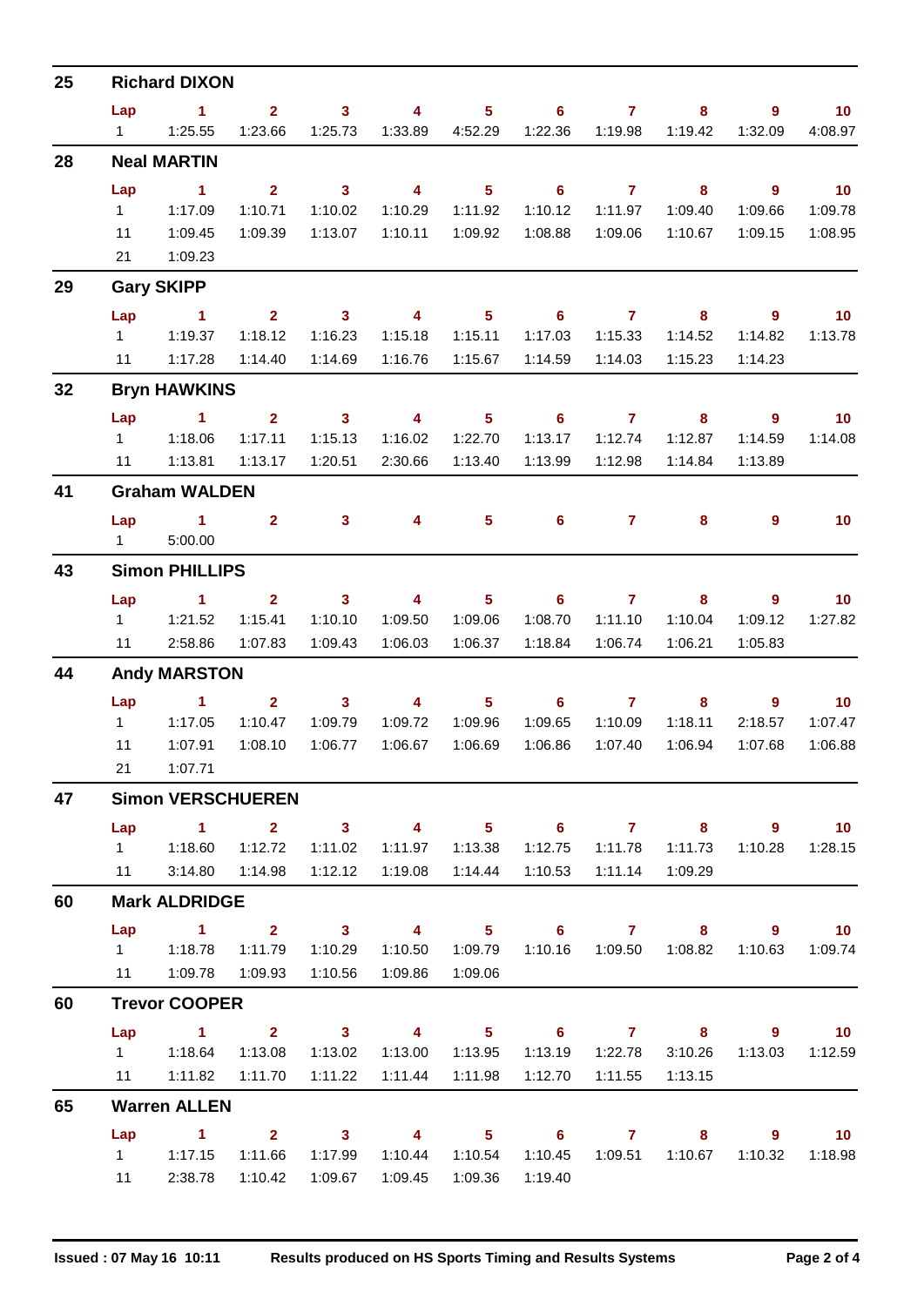## 25 Richard DIXON

| Lap | 1 | 2 | 3 | 4 | 5 | 6 | 7 | 8 | 9 | 10 |
|---|---|---|---|---|---|---|---|---|---|---|
| 1 | 1:25.55 | 1:23.66 | 1:25.73 | 1:33.89 | 4:52.29 | 1:22.36 | 1:19.98 | 1:19.42 | 1:32.09 | 4:08.97 |

## 28 Neal MARTIN

| Lap | 1 | 2 | 3 | 4 | 5 | 6 | 7 | 8 | 9 | 10 |
|---|---|---|---|---|---|---|---|---|---|---|
| 1 | 1:17.09 | 1:10.71 | 1:10.02 | 1:10.29 | 1:11.92 | 1:10.12 | 1:11.97 | 1:09.40 | 1:09.66 | 1:09.78 |
| 11 | 1:09.45 | 1:09.39 | 1:13.07 | 1:10.11 | 1:09.92 | 1:08.88 | 1:09.06 | 1:10.67 | 1:09.15 | 1:08.95 |
| 21 | 1:09.23 | | | | | | | | | |

## 29 Gary SKIPP

| Lap | 1 | 2 | 3 | 4 | 5 | 6 | 7 | 8 | 9 | 10 |
|---|---|---|---|---|---|---|---|---|---|---|
| 1 | 1:19.37 | 1:18.12 | 1:16.23 | 1:15.18 | 1:15.11 | 1:17.03 | 1:15.33 | 1:14.52 | 1:14.82 | 1:13.78 |
| 11 | 1:17.28 | 1:14.40 | 1:14.69 | 1:16.76 | 1:15.67 | 1:14.59 | 1:14.03 | 1:15.23 | 1:14.23 | |

## 32 Bryn HAWKINS

| Lap | 1 | 2 | 3 | 4 | 5 | 6 | 7 | 8 | 9 | 10 |
|---|---|---|---|---|---|---|---|---|---|---|
| 1 | 1:18.06 | 1:17.11 | 1:15.13 | 1:16.02 | 1:22.70 | 1:13.17 | 1:12.74 | 1:12.87 | 1:14.59 | 1:14.08 |
| 11 | 1:13.81 | 1:13.17 | 1:20.51 | 2:30.66 | 1:13.40 | 1:13.99 | 1:12.98 | 1:14.84 | 1:13.89 | |

## 41 Graham WALDEN

| Lap | 1 | 2 | 3 | 4 | 5 | 6 | 7 | 8 | 9 | 10 |
|---|---|---|---|---|---|---|---|---|---|---|
| 1 | 5:00.00 | | | | | | | | | |

## 43 Simon PHILLIPS

| Lap | 1 | 2 | 3 | 4 | 5 | 6 | 7 | 8 | 9 | 10 |
|---|---|---|---|---|---|---|---|---|---|---|
| 1 | 1:21.52 | 1:15.41 | 1:10.10 | 1:09.50 | 1:09.06 | 1:08.70 | 1:11.10 | 1:10.04 | 1:09.12 | 1:27.82 |
| 11 | 2:58.86 | 1:07.83 | 1:09.43 | 1:06.03 | 1:06.37 | 1:18.84 | 1:06.74 | 1:06.21 | 1:05.83 | |

## 44 Andy MARSTON

| Lap | 1 | 2 | 3 | 4 | 5 | 6 | 7 | 8 | 9 | 10 |
|---|---|---|---|---|---|---|---|---|---|---|
| 1 | 1:17.05 | 1:10.47 | 1:09.79 | 1:09.72 | 1:09.96 | 1:09.65 | 1:10.09 | 1:18.11 | 2:18.57 | 1:07.47 |
| 11 | 1:07.91 | 1:08.10 | 1:06.77 | 1:06.67 | 1:06.69 | 1:06.86 | 1:07.40 | 1:06.94 | 1:07.68 | 1:06.88 |
| 21 | 1:07.71 | | | | | | | | | |

## 47 Simon VERSCHUEREN

| Lap | 1 | 2 | 3 | 4 | 5 | 6 | 7 | 8 | 9 | 10 |
|---|---|---|---|---|---|---|---|---|---|---|
| 1 | 1:18.60 | 1:12.72 | 1:11.02 | 1:11.97 | 1:13.38 | 1:12.75 | 1:11.78 | 1:11.73 | 1:10.28 | 1:28.15 |
| 11 | 3:14.80 | 1:14.98 | 1:12.12 | 1:19.08 | 1:14.44 | 1:10.53 | 1:11.14 | 1:09.29 | | |

## 60 Mark ALDRIDGE

| Lap | 1 | 2 | 3 | 4 | 5 | 6 | 7 | 8 | 9 | 10 |
|---|---|---|---|---|---|---|---|---|---|---|
| 1 | 1:18.78 | 1:11.79 | 1:10.29 | 1:10.50 | 1:09.79 | 1:10.16 | 1:09.50 | 1:08.82 | 1:10.63 | 1:09.74 |
| 11 | 1:09.78 | 1:09.93 | 1:10.56 | 1:09.86 | 1:09.06 | | | | | |

## 60 Trevor COOPER

| Lap | 1 | 2 | 3 | 4 | 5 | 6 | 7 | 8 | 9 | 10 |
|---|---|---|---|---|---|---|---|---|---|---|
| 1 | 1:18.64 | 1:13.08 | 1:13.02 | 1:13.00 | 1:13.95 | 1:13.19 | 1:22.78 | 3:10.26 | 1:13.03 | 1:12.59 |
| 11 | 1:11.82 | 1:11.70 | 1:11.22 | 1:11.44 | 1:11.98 | 1:12.70 | 1:11.55 | 1:13.15 | | |

## 65 Warren ALLEN

| Lap | 1 | 2 | 3 | 4 | 5 | 6 | 7 | 8 | 9 | 10 |
|---|---|---|---|---|---|---|---|---|---|---|
| 1 | 1:17.15 | 1:11.66 | 1:17.99 | 1:10.44 | 1:10.54 | 1:10.45 | 1:09.51 | 1:10.67 | 1:10.32 | 1:18.98 |
| 11 | 2:38.78 | 1:10.42 | 1:09.67 | 1:09.45 | 1:09.36 | 1:19.40 | | | | |

**Issued : 07 May 16 10:11** **Results produced on HS Sports Timing and Results Systems**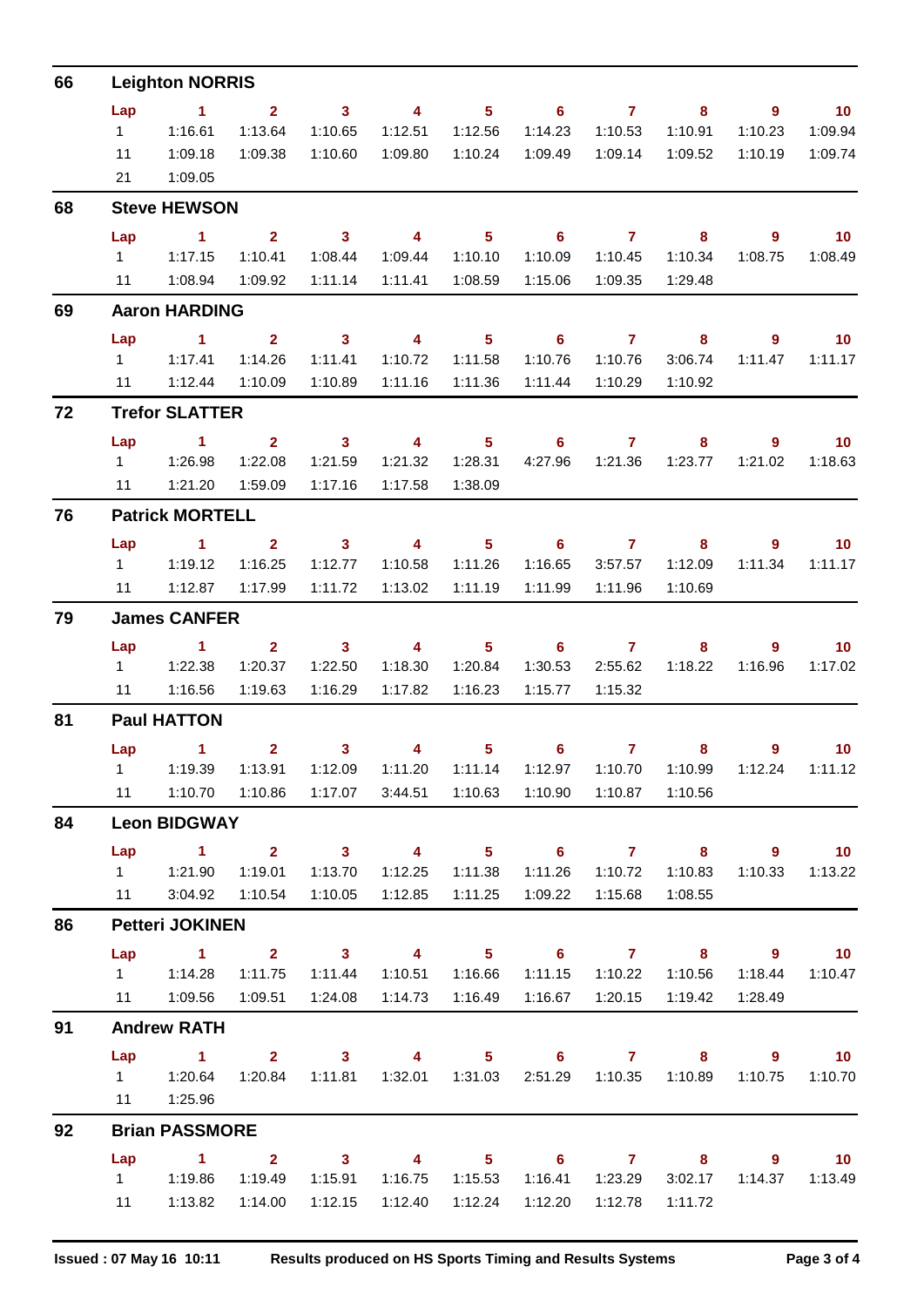## 66 Leighton NORRIS

| Lap | 1 | 2 | 3 | 4 | 5 | 6 | 7 | 8 | 9 | 10 |
|---|---|---|---|---|---|---|---|---|---|---|
| 1 | 1:16.61 | 1:13.64 | 1:10.65 | 1:12.51 | 1:12.56 | 1:14.23 | 1:10.53 | 1:10.91 | 1:10.23 | 1:09.94 |
| 11 | 1:09.18 | 1:09.38 | 1:10.60 | 1:09.80 | 1:10.24 | 1:09.49 | 1:09.14 | 1:09.52 | 1:10.19 | 1:09.74 |
| 21 | 1:09.05 | | | | | | | | | |

## 68 Steve HEWSON

| Lap | 1 | 2 | 3 | 4 | 5 | 6 | 7 | 8 | 9 | 10 |
|---|---|---|---|---|---|---|---|---|---|---|
| 1 | 1:17.15 | 1:10.41 | 1:08.44 | 1:09.44 | 1:10.10 | 1:10.09 | 1:10.45 | 1:10.34 | 1:08.75 | 1:08.49 |
| 11 | 1:08.94 | 1:09.92 | 1:11.14 | 1:11.41 | 1:08.59 | 1:15.06 | 1:09.35 | 1:29.48 | | |

## 69 Aaron HARDING

| Lap | 1 | 2 | 3 | 4 | 5 | 6 | 7 | 8 | 9 | 10 |
|---|---|---|---|---|---|---|---|---|---|---|
| 1 | 1:17.41 | 1:14.26 | 1:11.41 | 1:10.72 | 1:11.58 | 1:10.76 | 1:10.76 | 3:06.74 | 1:11.47 | 1:11.17 |
| 11 | 1:12.44 | 1:10.09 | 1:10.89 | 1:11.16 | 1:11.36 | 1:11.44 | 1:10.29 | 1:10.92 | | |

## 72 Trefor SLATTER

| Lap | 1 | 2 | 3 | 4 | 5 | 6 | 7 | 8 | 9 | 10 |
|---|---|---|---|---|---|---|---|---|---|---|
| 1 | 1:26.98 | 1:22.08 | 1:21.59 | 1:21.32 | 1:28.31 | 4:27.96 | 1:21.36 | 1:23.77 | 1:21.02 | 1:18.63 |
| 11 | 1:21.20 | 1:59.09 | 1:17.16 | 1:17.58 | 1:38.09 | | | | | |

## 76 Patrick MORTELL

| Lap | 1 | 2 | 3 | 4 | 5 | 6 | 7 | 8 | 9 | 10 |
|---|---|---|---|---|---|---|---|---|---|---|
| 1 | 1:19.12 | 1:16.25 | 1:12.77 | 1:10.58 | 1:11.26 | 1:16.65 | 3:57.57 | 1:12.09 | 1:11.34 | 1:11.17 |
| 11 | 1:12.87 | 1:17.99 | 1:11.72 | 1:13.02 | 1:11.19 | 1:11.99 | 1:11.96 | 1:10.69 | | |

## 79 James CANFER

| Lap | 1 | 2 | 3 | 4 | 5 | 6 | 7 | 8 | 9 | 10 |
|---|---|---|---|---|---|---|---|---|---|---|
| 1 | 1:22.38 | 1:20.37 | 1:22.50 | 1:18.30 | 1:20.84 | 1:30.53 | 2:55.62 | 1:18.22 | 1:16.96 | 1:17.02 |
| 11 | 1:16.56 | 1:19.63 | 1:16.29 | 1:17.82 | 1:16.23 | 1:15.77 | 1:15.32 | | | |

## 81 Paul HATTON

| Lap | 1 | 2 | 3 | 4 | 5 | 6 | 7 | 8 | 9 | 10 |
|---|---|---|---|---|---|---|---|---|---|---|
| 1 | 1:19.39 | 1:13.91 | 1:12.09 | 1:11.20 | 1:11.14 | 1:12.97 | 1:10.70 | 1:10.99 | 1:12.24 | 1:11.12 |
| 11 | 1:10.70 | 1:10.86 | 1:17.07 | 3:44.51 | 1:10.63 | 1:10.90 | 1:10.87 | 1:10.56 | | |

## 84 Leon BIDGWAY

| Lap | 1 | 2 | 3 | 4 | 5 | 6 | 7 | 8 | 9 | 10 |
|---|---|---|---|---|---|---|---|---|---|---|
| 1 | 1:21.90 | 1:19.01 | 1:13.70 | 1:12.25 | 1:11.38 | 1:11.26 | 1:10.72 | 1:10.83 | 1:10.33 | 1:13.22 |
| 11 | 3:04.92 | 1:10.54 | 1:10.05 | 1:12.85 | 1:11.25 | 1:09.22 | 1:15.68 | 1:08.55 | | |

## 86 Petteri JOKINEN

| Lap | 1 | 2 | 3 | 4 | 5 | 6 | 7 | 8 | 9 | 10 |
|---|---|---|---|---|---|---|---|---|---|---|
| 1 | 1:14.28 | 1:11.75 | 1:11.44 | 1:10.51 | 1:16.66 | 1:11.15 | 1:10.22 | 1:10.56 | 1:18.44 | 1:10.47 |
| 11 | 1:09.56 | 1:09.51 | 1:24.08 | 1:14.73 | 1:16.49 | 1:16.67 | 1:20.15 | 1:19.42 | 1:28.49 | |

## 91 Andrew RATH

| Lap | 1 | 2 | 3 | 4 | 5 | 6 | 7 | 8 | 9 | 10 |
|---|---|---|---|---|---|---|---|---|---|---|
| 1 | 1:20.64 | 1:20.84 | 1:11.81 | 1:32.01 | 1:31.03 | 2:51.29 | 1:10.35 | 1:10.89 | 1:10.75 | 1:10.70 |
| 11 | 1:25.96 | | | | | | | | | |

## 92 Brian PASSMORE

| Lap | 1 | 2 | 3 | 4 | 5 | 6 | 7 | 8 | 9 | 10 |
|---|---|---|---|---|---|---|---|---|---|---|
| 1 | 1:19.86 | 1:19.49 | 1:15.91 | 1:16.75 | 1:15.53 | 1:16.41 | 1:23.29 | 3:02.17 | 1:14.37 | 1:13.49 |
| 11 | 1:13.82 | 1:14.00 | 1:12.15 | 1:12.40 | 1:12.24 | 1:12.20 | 1:12.78 | 1:11.72 | | |

Issued : 07 May 16 10:11 Results produced on HS Sports Timing and Results Systems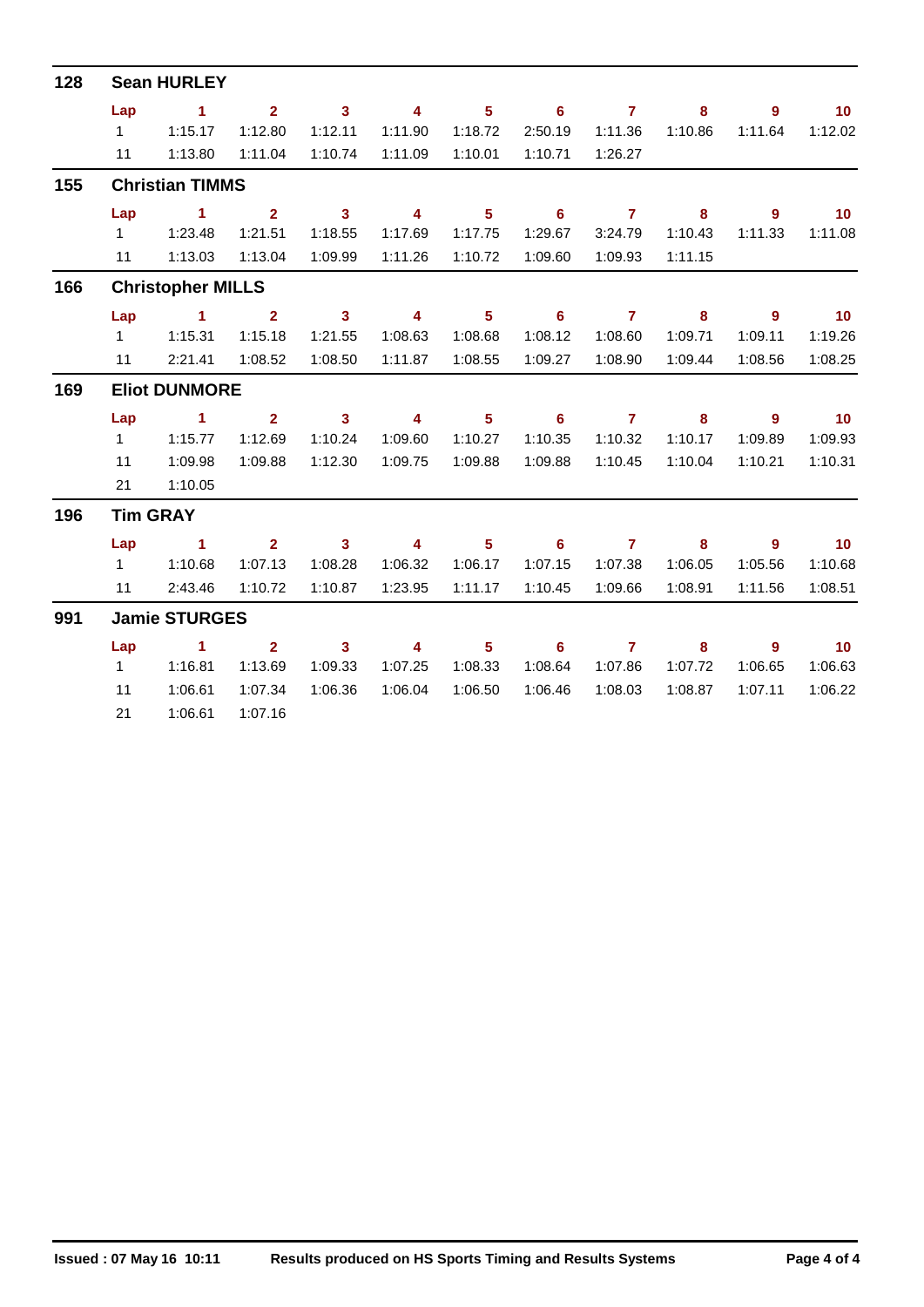## 128 Sean HURLEY

| Lap | 1 | 2 | 3 | 4 | 5 | 6 | 7 | 8 | 9 | 10 |
|---|---|---|---|---|---|---|---|---|---|---|
| 1 | 1:15.17 | 1:12.80 | 1:12.11 | 1:11.90 | 1:18.72 | 2:50.19 | 1:11.36 | 1:10.86 | 1:11.64 | 1:12.02 |
| 11 | 1:13.80 | 1:11.04 | 1:10.74 | 1:11.09 | 1:10.01 | 1:10.71 | 1:26.27 | | | |

## 155 Christian TIMMS

| Lap | 1 | 2 | 3 | 4 | 5 | 6 | 7 | 8 | 9 | 10 |
|---|---|---|---|---|---|---|---|---|---|---|
| 1 | 1:23.48 | 1:21.51 | 1:18.55 | 1:17.69 | 1:17.75 | 1:29.67 | 3:24.79 | 1:10.43 | 1:11.33 | 1:11.08 |
| 11 | 1:13.03 | 1:13.04 | 1:09.99 | 1:11.26 | 1:10.72 | 1:09.60 | 1:09.93 | 1:11.15 | | |

## 166 Christopher MILLS

| Lap | 1 | 2 | 3 | 4 | 5 | 6 | 7 | 8 | 9 | 10 |
|---|---|---|---|---|---|---|---|---|---|---|
| 1 | 1:15.31 | 1:15.18 | 1:21.55 | 1:08.63 | 1:08.68 | 1:08.12 | 1:08.60 | 1:09.71 | 1:09.11 | 1:19.26 |
| 11 | 2:21.41 | 1:08.52 | 1:08.50 | 1:11.87 | 1:08.55 | 1:09.27 | 1:08.90 | 1:09.44 | 1:08.56 | 1:08.25 |

## 169 Eliot DUNMORE

| Lap | 1 | 2 | 3 | 4 | 5 | 6 | 7 | 8 | 9 | 10 |
|---|---|---|---|---|---|---|---|---|---|---|
| 1 | 1:15.77 | 1:12.69 | 1:10.24 | 1:09.60 | 1:10.27 | 1:10.35 | 1:10.32 | 1:10.17 | 1:09.89 | 1:09.93 |
| 11 | 1:09.98 | 1:09.88 | 1:12.30 | 1:09.75 | 1:09.88 | 1:09.88 | 1:10.45 | 1:10.04 | 1:10.21 | 1:10.31 |
| 21 | 1:10.05 | | | | | | | | | |

## 196 Tim GRAY

| Lap | 1 | 2 | 3 | 4 | 5 | 6 | 7 | 8 | 9 | 10 |
|---|---|---|---|---|---|---|---|---|---|---|
| 1 | 1:10.68 | 1:07.13 | 1:08.28 | 1:06.32 | 1:06.17 | 1:07.15 | 1:07.38 | 1:06.05 | 1:05.56 | 1:10.68 |
| 11 | 2:43.46 | 1:10.72 | 1:10.87 | 1:23.95 | 1:11.17 | 1:10.45 | 1:09.66 | 1:08.91 | 1:11.56 | 1:08.51 |

## 991 Jamie STURGES

| Lap | 1 | 2 | 3 | 4 | 5 | 6 | 7 | 8 | 9 | 10 |
|---|---|---|---|---|---|---|---|---|---|---|
| 1 | 1:16.81 | 1:13.69 | 1:09.33 | 1:07.25 | 1:08.33 | 1:08.64 | 1:07.86 | 1:07.72 | 1:06.65 | 1:06.63 |
| 11 | 1:06.61 | 1:07.34 | 1:06.36 | 1:06.04 | 1:06.50 | 1:06.46 | 1:08.03 | 1:08.87 | 1:07.11 | 1:06.22 |
| 21 | 1:06.61 | 1:07.16 | | | | | | | | |

**Issued : 07 May 16 10:11** **Results produced on HS Sports Timing and Results Systems**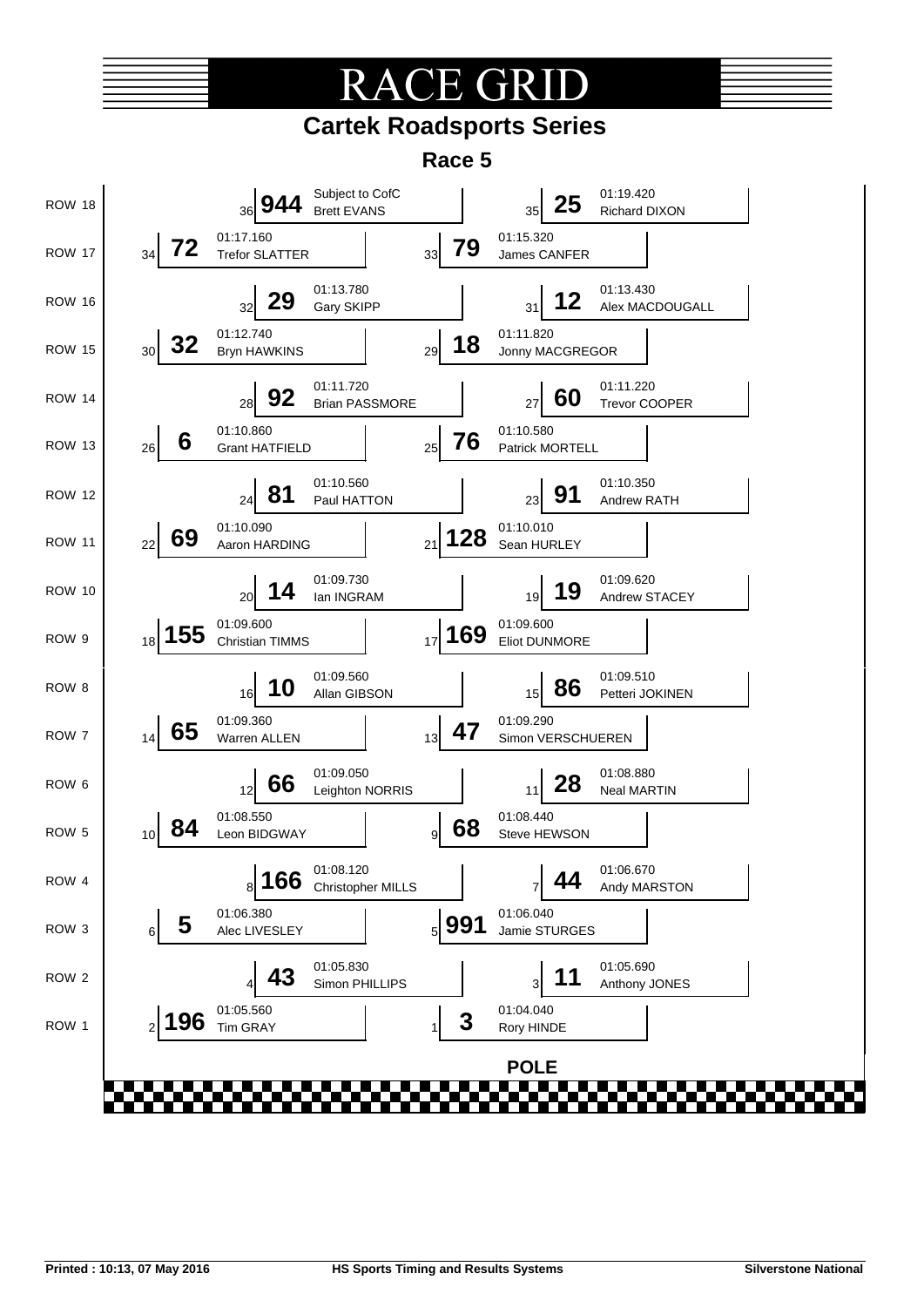# RACE GRID

## Cartek Roadsports Series

### Race 5

| Row | Pos | No. | Time | Driver | Pos | No. | Time | Driver |
|---|---|---|---|---|---|---|---|---|
| ROW 18 | 36 | 944 | Subject to CofC | Brett EVANS | 35 | 25 | 01:19.420 | Richard DIXON |
| ROW 17 | 34 | 72 | 01:17.160 | Trefor SLATTER | 33 | 79 | 01:15.320 | James CANFER |
| ROW 16 | 32 | 29 | 01:13.780 | Gary SKIPP | 31 | 12 | 01:13.430 | Alex MACDOUGALL |
| ROW 15 | 30 | 32 | 01:12.740 | Bryn HAWKINS | 29 | 18 | 01:11.820 | Jonny MACGREGOR |
| ROW 14 | 28 | 92 | 01:11.720 | Brian PASSMORE | 27 | 60 | 01:11.220 | Trevor COOPER |
| ROW 13 | 26 | 6 | 01:10.860 | Grant HATFIELD | 25 | 76 | 01:10.580 | Patrick MORTELL |
| ROW 12 | 24 | 81 | 01:10.560 | Paul HATTON | 23 | 91 | 01:10.350 | Andrew RATH |
| ROW 11 | 22 | 69 | 01:10.090 | Aaron HARDING | 21 | 128 | 01:10.010 | Sean HURLEY |
| ROW 10 | 20 | 14 | 01:09.730 | Ian INGRAM | 19 | 19 | 01:09.620 | Andrew STACEY |
| ROW 9 | 18 | 155 | 01:09.600 | Christian TIMMS | 17 | 169 | 01:09.600 | Eliot DUNMORE |
| ROW 8 | 16 | 10 | 01:09.560 | Allan GIBSON | 15 | 86 | 01:09.510 | Petteri JOKINEN |
| ROW 7 | 14 | 65 | 01:09.360 | Warren ALLEN | 13 | 47 | 01:09.290 | Simon VERSCHUEREN |
| ROW 6 | 12 | 66 | 01:09.050 | Leighton NORRIS | 11 | 28 | 01:08.880 | Neal MARTIN |
| ROW 5 | 10 | 84 | 01:08.550 | Leon BIDGWAY | 9 | 68 | 01:08.440 | Steve HEWSON |
| ROW 4 | 8 | 166 | 01:08.120 | Christopher MILLS | 7 | 44 | 01:06.670 | Andy MARSTON |
| ROW 3 | 6 | 5 | 01:06.380 | Alec LIVESLEY | 5 | 991 | 01:06.040 | Jamie STURGES |
| ROW 2 | 4 | 43 | 01:05.830 | Simon PHILLIPS | 3 | 11 | 01:05.690 | Anthony JONES |
| ROW 1 | 2 | 196 | 01:05.560 | Tim GRAY | 1 | 3 | 01:04.040 | Rory HINDE |

**POLE**

Printed : 10:13, 07 May 2016 — HS Sports Timing and Results Systems — Silverstone National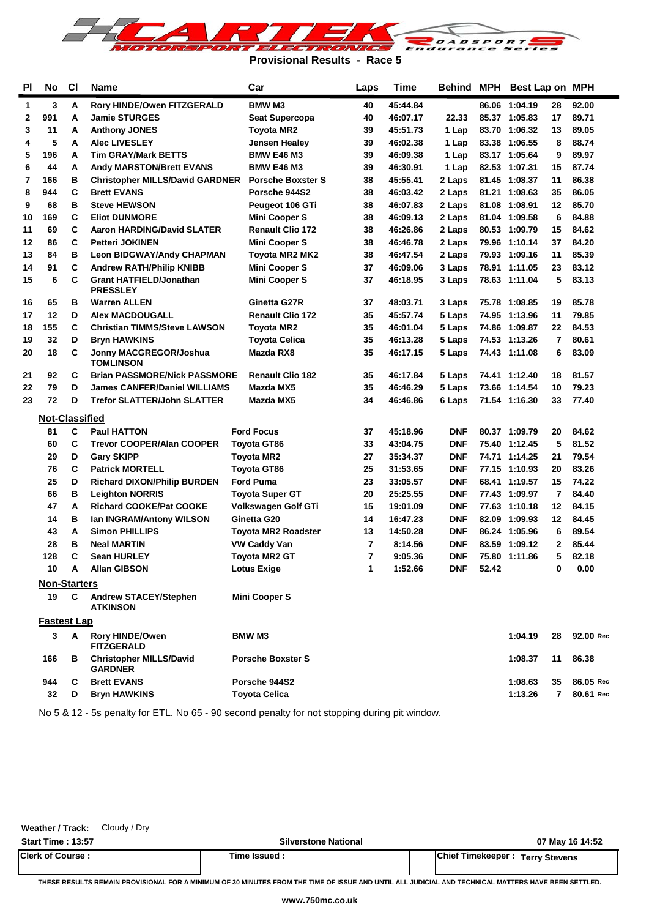**Provisional Results - Race 5**

| Pl | No | Cl | Name | Car | Laps | Time | Behind | MPH | Best Lap | on | MPH |
|---|---|---|---|---|---|---|---|---|---|---|---|
| 1 | 3 | A | Rory HINDE/Owen FITZGERALD | BMW M3 | 40 | 45:44.84 | | 86.06 | 1:04.19 | 28 | 92.00 |
| 2 | 991 | A | Jamie STURGES | Seat Supercopa | 40 | 46:07.17 | 22.33 | 85.37 | 1:05.83 | 17 | 89.71 |
| 3 | 11 | A | Anthony JONES | Toyota MR2 | 39 | 45:51.73 | 1 Lap | 83.70 | 1:06.32 | 13 | 89.05 |
| 4 | 5 | A | Alec LIVESLEY | Jensen Healey | 39 | 46:02.38 | 1 Lap | 83.38 | 1:06.55 | 8 | 88.74 |
| 5 | 196 | A | Tim GRAY/Mark BETTS | BMW E46 M3 | 39 | 46:09.38 | 1 Lap | 83.17 | 1:05.64 | 9 | 89.97 |
| 6 | 44 | A | Andy MARSTON/Brett EVANS | BMW E46 M3 | 39 | 46:30.91 | 1 Lap | 82.53 | 1:07.31 | 15 | 87.74 |
| 7 | 166 | B | Christopher MILLS/David GARDNER | Porsche Boxster S | 38 | 45:55.41 | 2 Laps | 81.45 | 1:08.37 | 11 | 86.38 |
| 8 | 944 | C | Brett EVANS | Porsche 944S2 | 38 | 46:03.42 | 2 Laps | 81.21 | 1:08.63 | 35 | 86.05 |
| 9 | 68 | B | Steve HEWSON | Peugeot 106 GTi | 38 | 46:07.83 | 2 Laps | 81.08 | 1:08.91 | 12 | 85.70 |
| 10 | 169 | C | Eliot DUNMORE | Mini Cooper S | 38 | 46:09.13 | 2 Laps | 81.04 | 1:09.58 | 6 | 84.88 |
| 11 | 69 | C | Aaron HARDING/David SLATER | Renault Clio 172 | 38 | 46:26.86 | 2 Laps | 80.53 | 1:09.79 | 15 | 84.62 |
| 12 | 86 | C | Petteri JOKINEN | Mini Cooper S | 38 | 46:46.78 | 2 Laps | 79.96 | 1:10.14 | 37 | 84.20 |
| 13 | 84 | B | Leon BIDGWAY/Andy CHAPMAN | Toyota MR2 MK2 | 38 | 46:47.54 | 2 Laps | 79.93 | 1:09.16 | 11 | 85.39 |
| 14 | 91 | C | Andrew RATH/Philip KNIBB | Mini Cooper S | 37 | 46:09.06 | 3 Laps | 78.91 | 1:11.05 | 23 | 83.12 |
| 15 | 6 | C | Grant HATFIELD/Jonathan PRESSLEY | Mini Cooper S | 37 | 46:18.95 | 3 Laps | 78.63 | 1:11.04 | 5 | 83.13 |
| 16 | 65 | B | Warren ALLEN | Ginetta G27R | 37 | 48:03.71 | 3 Laps | 75.78 | 1:08.85 | 19 | 85.78 |
| 17 | 12 | D | Alex MACDOUGALL | Renault Clio 172 | 35 | 45:57.74 | 5 Laps | 74.95 | 1:13.96 | 11 | 79.85 |
| 18 | 155 | C | Christian TIMMS/Steve LAWSON | Toyota MR2 | 35 | 46:01.04 | 5 Laps | 74.86 | 1:09.87 | 22 | 84.53 |
| 19 | 32 | D | Bryn HAWKINS | Toyota Celica | 35 | 46:13.28 | 5 Laps | 74.53 | 1:13.26 | 7 | 80.61 |
| 20 | 18 | C | Jonny MACGREGOR/Joshua TOMLINSON | Mazda RX8 | 35 | 46:17.15 | 5 Laps | 74.43 | 1:11.08 | 6 | 83.09 |
| 21 | 92 | C | Brian PASSMORE/Nick PASSMORE | Renault Clio 182 | 35 | 46:17.84 | 5 Laps | 74.41 | 1:12.40 | 18 | 81.57 |
| 22 | 79 | D | James CANFER/Daniel WILLIAMS | Mazda MX5 | 35 | 46:46.29 | 5 Laps | 73.66 | 1:14.54 | 10 | 79.23 |
| 23 | 72 | D | Trefor SLATTER/John SLATTER | Mazda MX5 | 34 | 46:46.86 | 6 Laps | 71.54 | 1:16.30 | 33 | 77.40 |
| **Not-Classified** | | | | | | | | | | | |
| | 81 | C | Paul HATTON | Ford Focus | 37 | 45:18.96 | DNF | 80.37 | 1:09.79 | 20 | 84.62 |
| | 60 | C | Trevor COOPER/Alan COOPER | Toyota GT86 | 33 | 43:04.75 | DNF | 75.40 | 1:12.45 | 5 | 81.52 |
| | 29 | D | Gary SKIPP | Toyota MR2 | 27 | 35:34.37 | DNF | 74.71 | 1:14.25 | 21 | 79.54 |
| | 76 | C | Patrick MORTELL | Toyota GT86 | 25 | 31:53.65 | DNF | 77.15 | 1:10.93 | 20 | 83.26 |
| | 25 | D | Richard DIXON/Philip BURDEN | Ford Puma | 23 | 33:05.57 | DNF | 68.41 | 1:19.57 | 15 | 74.22 |
| | 66 | B | Leighton NORRIS | Toyota Super GT | 20 | 25:25.55 | DNF | 77.43 | 1:09.97 | 7 | 84.40 |
| | 47 | A | Richard COOKE/Pat COOKE | Volkswagen Golf GTi | 15 | 19:01.09 | DNF | 77.63 | 1:10.18 | 12 | 84.15 |
| | 14 | B | Ian INGRAM/Antony WILSON | Ginetta G20 | 14 | 16:47.23 | DNF | 82.09 | 1:09.93 | 12 | 84.45 |
| | 43 | A | Simon PHILLIPS | Toyota MR2 Roadster | 13 | 14:50.28 | DNF | 86.24 | 1:05.96 | 6 | 89.54 |
| | 28 | B | Neal MARTIN | VW Caddy Van | 7 | 8:14.56 | DNF | 83.59 | 1:09.12 | 2 | 85.44 |
| | 128 | C | Sean HURLEY | Toyota MR2 GT | 7 | 9:05.36 | DNF | 75.80 | 1:11.86 | 5 | 82.18 |
| | 10 | A | Allan GIBSON | Lotus Exige | 1 | 1:52.66 | DNF | 52.42 | | 0 | 0.00 |
| **Non-Starters** | | | | | | | | | | | |
| | 19 | C | Andrew STACEY/Stephen ATKINSON | Mini Cooper S | | | | | | | |
| **Fastest Lap** | | | | | | | | | | | |
| | 3 | A | Rory HINDE/Owen FITZGERALD | BMW M3 | | | | | 1:04.19 | 28 | 92.00 Rec |
| | 166 | B | Christopher MILLS/David GARDNER | Porsche Boxster S | | | | | 1:08.37 | 11 | 86.38 |
| | 944 | C | Brett EVANS | Porsche 944S2 | | | | | 1:08.63 | 35 | 86.05 Rec |
| | 32 | D | Bryn HAWKINS | Toyota Celica | | | | | 1:13.26 | 7 | 80.61 Rec |

No 5 & 12 - 5s penalty for ETL. No 65 - 90 second penalty for not stopping during pit window.

**Weather / Track:** Cloudy / Dry

**Start Time : 13:57** | **Silverstone National** | **07 May 16 14:52**

**Clerk of Course :** | **Time Issued :** | **Chief Timekeeper :** Terry Stevens

THESE RESULTS REMAIN PROVISIONAL FOR A MINIMUM OF 30 MINUTES FROM THE TIME OF ISSUE AND UNTIL ALL JUDICIAL AND TECHNICAL MATTERS HAVE BEEN SETTLED.

www.750mc.co.uk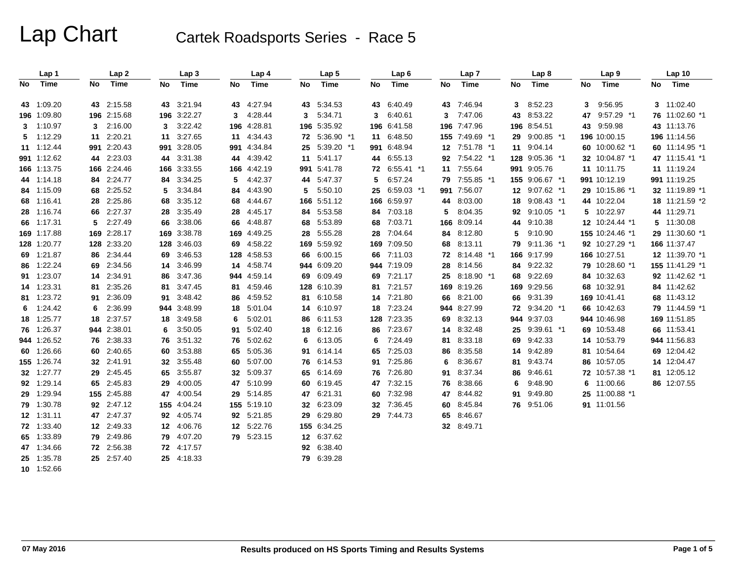# Lap Chart

## Cartek Roadsports Series - Race 5

| Lap 1 | | Lap 2 | | Lap 3 | | Lap 4 | | Lap 5 | | Lap 6 | | Lap 7 | | Lap 8 | | Lap 9 | | Lap 10 | |
|---|---|---|---|---|---|---|---|---|---|---|---|---|---|---|---|---|---|---|---|
| No | Time | No | Time | No | Time | No | Time | No | Time | No | Time | No | Time | No | Time | No | Time | No | Time |
| 43 | 1:09.20 | 43 | 2:15.58 | 43 | 3:21.94 | 43 | 4:27.94 | 43 | 5:34.53 | 43 | 6:40.49 | 43 | 7:46.94 | 3 | 8:52.23 | 3 | 9:56.95 | 3 | 11:02.40 |
| 196 | 1:09.80 | 196 | 2:15.68 | 196 | 3:22.27 | 3 | 4:28.44 | 3 | 5:34.71 | 3 | 6:40.61 | 3 | 7:47.06 | 43 | 8:53.22 | 47 | 9:57.29 *1 | 76 | 11:02.60 *1 |
| 3 | 1:10.97 | 3 | 2:16.00 | 3 | 3:22.42 | 196 | 4:28.81 | 196 | 5:35.92 | 196 | 6:41.58 | 196 | 7:47.96 | 196 | 8:54.51 | 43 | 9:59.98 | 43 | 11:13.76 |
| 5 | 1:12.29 | 11 | 2:20.21 | 11 | 3:27.65 | 11 | 4:34.43 | 72 | 5:36.90 *1 | 11 | 6:48.50 | 155 | 7:49.69 *1 | 29 | 9:00.85 *1 | 196 | 10:00.15 | 196 | 11:14.56 |
| 11 | 1:12.44 | 991 | 2:20.43 | 991 | 3:28.05 | 991 | 4:34.84 | 25 | 5:39.20 *1 | 991 | 6:48.94 | 12 | 7:51.78 *1 | 11 | 9:04.14 | 60 | 10:00.62 *1 | 60 | 11:14.95 *1 |
| 991 | 1:12.62 | 44 | 2:23.03 | 44 | 3:31.38 | 44 | 4:39.42 | 11 | 5:41.17 | 44 | 6:55.13 | 92 | 7:54.22 *1 | 128 | 9:05.36 *1 | 32 | 10:04.87 *1 | 47 | 11:15.41 *1 |
| 166 | 1:13.75 | 166 | 2:24.46 | 166 | 3:33.55 | 166 | 4:42.19 | 991 | 5:41.78 | 72 | 6:55.41 *1 | 11 | 7:55.64 | 991 | 9:05.76 | 11 | 10:11.75 | 11 | 11:19.24 |
| 44 | 1:14.18 | 84 | 2:24.77 | 84 | 3:34.25 | 5 | 4:42.37 | 44 | 5:47.37 | 5 | 6:57.24 | 79 | 7:55.85 *1 | 155 | 9:06.67 *1 | 991 | 10:12.19 | 991 | 11:19.25 |
| 84 | 1:15.09 | 68 | 2:25.52 | 5 | 3:34.84 | 84 | 4:43.90 | 5 | 5:50.10 | 25 | 6:59.03 *1 | 991 | 7:56.07 | 12 | 9:07.62 *1 | 29 | 10:15.86 *1 | 32 | 11:19.89 *1 |
| 68 | 1:16.41 | 28 | 2:25.86 | 68 | 3:35.12 | 68 | 4:44.67 | 166 | 5:51.12 | 166 | 6:59.97 | 44 | 8:03.00 | 18 | 9:08.43 *1 | 44 | 10:22.04 | 18 | 11:21.59 *2 |
| 28 | 1:16.74 | 66 | 2:27.37 | 28 | 3:35.49 | 28 | 4:45.17 | 84 | 5:53.58 | 84 | 7:03.18 | 5 | 8:04.35 | 92 | 9:10.05 *1 | 5 | 10:22.97 | 44 | 11:29.71 |
| 66 | 1:17.31 | 5 | 2:27.49 | 66 | 3:38.06 | 66 | 4:48.87 | 68 | 5:53.89 | 68 | 7:03.71 | 166 | 8:09.14 | 44 | 9:10.38 | 12 | 10:24.44 *1 | 5 | 11:30.08 |
| 169 | 1:17.88 | 169 | 2:28.17 | 169 | 3:38.78 | 169 | 4:49.25 | 28 | 5:55.28 | 28 | 7:04.64 | 84 | 8:12.80 | 5 | 9:10.90 | 155 | 10:24.46 *1 | 29 | 11:30.60 *1 |
| 128 | 1:20.77 | 128 | 2:33.20 | 128 | 3:46.03 | 69 | 4:58.22 | 169 | 5:59.92 | 169 | 7:09.50 | 68 | 8:13.11 | 79 | 9:11.36 *1 | 92 | 10:27.29 *1 | 166 | 11:37.47 |
| 69 | 1:21.87 | 86 | 2:34.44 | 69 | 3:46.53 | 128 | 4:58.53 | 66 | 6:00.15 | 66 | 7:11.03 | 72 | 8:14.48 *1 | 166 | 9:17.99 | 166 | 10:27.51 | 12 | 11:39.70 *1 |
| 86 | 1:22.24 | 69 | 2:34.56 | 14 | 3:46.99 | 14 | 4:58.74 | 944 | 6:09.20 | 944 | 7:19.09 | 28 | 8:14.56 | 84 | 9:22.32 | 79 | 10:28.60 *1 | 155 | 11:41.29 *1 |
| 91 | 1:23.07 | 14 | 2:34.91 | 86 | 3:47.36 | 944 | 4:59.14 | 69 | 6:09.49 | 69 | 7:21.17 | 25 | 8:18.90 *1 | 68 | 9:22.69 | 84 | 10:32.63 | 92 | 11:42.62 *1 |
| 14 | 1:23.31 | 81 | 2:35.26 | 81 | 3:47.45 | 81 | 4:59.46 | 128 | 6:10.39 | 81 | 7:21.57 | 169 | 8:19.26 | 169 | 9:29.56 | 68 | 10:32.91 | 84 | 11:42.62 |
| 81 | 1:23.72 | 91 | 2:36.09 | 91 | 3:48.42 | 86 | 4:59.52 | 81 | 6:10.58 | 14 | 7:21.80 | 66 | 8:21.00 | 66 | 9:31.39 | 169 | 10:41.41 | 68 | 11:43.12 |
| 6 | 1:24.42 | 6 | 2:36.99 | 944 | 3:48.99 | 18 | 5:01.04 | 14 | 6:10.97 | 18 | 7:23.24 | 944 | 8:27.99 | 72 | 9:34.20 *1 | 66 | 10:42.63 | 79 | 11:44.59 *1 |
| 18 | 1:25.77 | 18 | 2:37.57 | 18 | 3:49.58 | 6 | 5:02.01 | 86 | 6:11.53 | 128 | 7:23.35 | 69 | 8:32.13 | 944 | 9:37.03 | 944 | 10:46.98 | 169 | 11:51.85 |
| 76 | 1:26.37 | 944 | 2:38.01 | 6 | 3:50.05 | 91 | 5:02.40 | 18 | 6:12.16 | 86 | 7:23.67 | 14 | 8:32.48 | 25 | 9:39.61 *1 | 69 | 10:53.48 | 66 | 11:53.41 |
| 944 | 1:26.52 | 76 | 2:38.33 | 76 | 3:51.32 | 76 | 5:02.62 | 6 | 6:13.05 | 6 | 7:24.49 | 81 | 8:33.18 | 69 | 9:42.33 | 14 | 10:53.79 | 944 | 11:56.83 |
| 60 | 1:26.66 | 60 | 2:40.65 | 60 | 3:53.88 | 65 | 5:05.36 | 91 | 6:14.14 | 65 | 7:25.03 | 86 | 8:35.58 | 14 | 9:42.89 | 81 | 10:54.64 | 69 | 12:04.42 |
| 155 | 1:26.74 | 32 | 2:41.91 | 32 | 3:55.48 | 60 | 5:07.00 | 76 | 6:14.53 | 91 | 7:25.86 | 6 | 8:36.67 | 81 | 9:43.74 | 86 | 10:57.05 | 14 | 12:04.47 |
| 32 | 1:27.77 | 29 | 2:45.45 | 65 | 3:55.87 | 32 | 5:09.37 | 65 | 6:14.69 | 76 | 7:26.80 | 91 | 8:37.34 | 86 | 9:46.61 | 72 | 10:57.38 *1 | 81 | 12:05.12 |
| 92 | 1:29.14 | 65 | 2:45.83 | 29 | 4:00.05 | 47 | 5:10.99 | 60 | 6:19.45 | 47 | 7:32.15 | 76 | 8:38.66 | 6 | 9:48.90 | 6 | 11:00.66 | 86 | 12:07.55 |
| 29 | 1:29.94 | 155 | 2:45.88 | 47 | 4:00.54 | 29 | 5:14.85 | 47 | 6:21.31 | 60 | 7:32.98 | 47 | 8:44.82 | 91 | 9:49.80 | 25 | 11:00.88 *1 | | |
| 79 | 1:30.78 | 92 | 2:47.12 | 155 | 4:04.24 | 155 | 5:19.10 | 32 | 6:23.09 | 32 | 7:36.45 | 60 | 8:45.84 | 76 | 9:51.06 | 91 | 11:01.56 | | |
| 12 | 1:31.11 | 47 | 2:47.37 | 92 | 4:05.74 | 92 | 5:21.85 | 29 | 6:29.80 | 29 | 7:44.73 | 65 | 8:46.67 | | | | | | |
| 72 | 1:33.40 | 12 | 2:49.33 | 12 | 4:06.76 | 12 | 5:22.76 | 155 | 6:34.25 | | | 32 | 8:49.71 | | | | | | |
| 65 | 1:33.89 | 79 | 2:49.86 | 79 | 4:07.20 | 79 | 5:23.15 | 12 | 6:37.62 | | | | | | | | | | |
| 47 | 1:34.66 | 72 | 2:56.38 | 72 | 4:17.57 | | | 92 | 6:38.40 | | | | | | | | | | |
| 25 | 1:35.78 | 25 | 2:57.40 | 25 | 4:18.33 | | | 79 | 6:39.28 | | | | | | | | | | |
| 10 | 1:52.66 | | | | | | | | | | | | | | | | | | |

07 May 2016 — Results produced on HS Sports Timing and Results Systems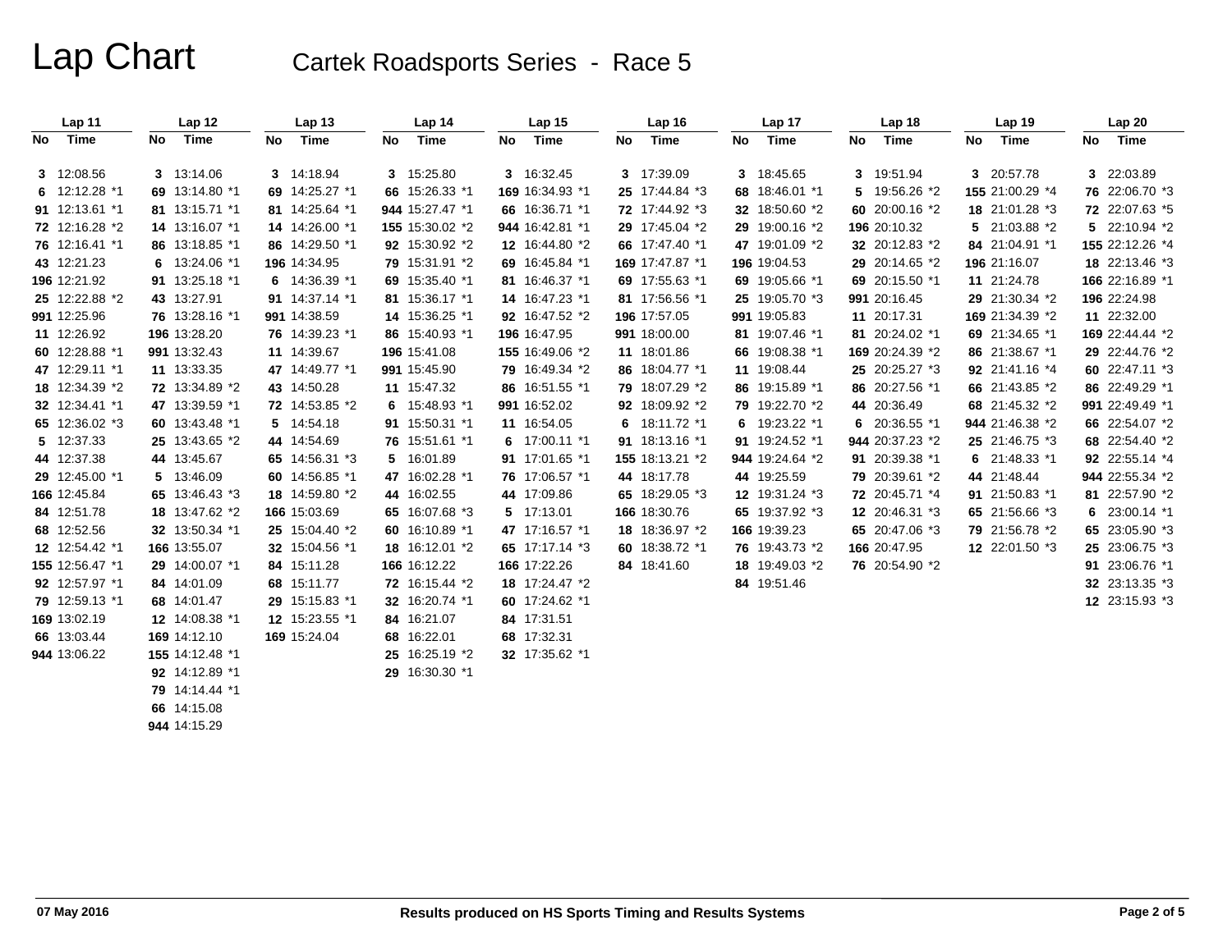# Lap Chart

## Cartek Roadsports Series - Race 5

| Lap 11 | | Lap 12 | | Lap 13 | | Lap 14 | | Lap 15 | | Lap 16 | | Lap 17 | | Lap 18 | | Lap 19 | | Lap 20 | |
|---|---|---|---|---|---|---|---|---|---|---|---|---|---|---|---|---|---|---|---|
| No | Time | No | Time | No | Time | No | Time | No | Time | No | Time | No | Time | No | Time | No | Time | No | Time |
| 3 | 12:08.56 | 3 | 13:14.06 | 3 | 14:18.94 | 3 | 15:25.80 | 3 | 16:32.45 | 3 | 17:39.09 | 3 | 18:45.65 | 3 | 19:51.94 | 3 | 20:57.78 | 3 | 22:03.89 |
| 6 | 12:12.28 *1 | 69 | 13:14.80 *1 | 69 | 14:25.27 *1 | 66 | 15:26.33 *1 | 169 | 16:34.93 *1 | 25 | 17:44.84 *3 | 68 | 18:46.01 *1 | 5 | 19:56.26 *2 | 155 | 21:00.29 *4 | 76 | 22:06.70 *3 |
| 91 | 12:13.61 *1 | 81 | 13:15.71 *1 | 81 | 14:25.64 *1 | 944 | 15:27.47 *1 | 66 | 16:36.71 *1 | 72 | 17:44.92 *3 | 32 | 18:50.60 *2 | 60 | 20:00.16 *2 | 18 | 21:01.28 *3 | 72 | 22:07.63 *5 |
| 72 | 12:16.28 *2 | 14 | 13:16.07 *1 | 14 | 14:26.00 *1 | 155 | 15:30.02 *2 | 944 | 16:42.81 *1 | 29 | 17:45.04 *2 | 29 | 19:00.16 *2 | 196 | 20:10.32 | 5 | 21:03.88 *2 | 5 | 22:10.94 *2 |
| 76 | 12:16.41 *1 | 86 | 13:18.85 *1 | 86 | 14:29.50 *1 | 92 | 15:30.92 *2 | 12 | 16:44.80 *2 | 66 | 17:47.40 *1 | 47 | 19:01.09 *2 | 32 | 20:12.83 *2 | 84 | 21:04.91 *1 | 155 | 22:12.26 *4 |
| 43 | 12:21.23 | 6 | 13:24.06 *1 | 196 | 14:34.95 | 79 | 15:31.91 *2 | 69 | 16:45.84 *1 | 169 | 17:47.87 *1 | 196 | 19:04.53 | 29 | 20:14.65 *2 | 196 | 21:16.07 | 18 | 22:13.46 *3 |
| 196 | 12:21.92 | 91 | 13:25.18 *1 | 6 | 14:36.39 *1 | 69 | 15:35.40 *1 | 81 | 16:46.37 *1 | 69 | 17:55.63 *1 | 69 | 19:05.66 *1 | 69 | 20:15.50 *1 | 11 | 21:24.78 | 166 | 22:16.89 *1 |
| 25 | 12:22.88 *2 | 43 | 13:27.91 | 91 | 14:37.14 *1 | 81 | 15:36.17 *1 | 14 | 16:47.23 *1 | 81 | 17:56.56 *1 | 25 | 19:05.70 *3 | 991 | 20:16.45 | 29 | 21:30.34 *2 | 196 | 22:24.98 |
| 991 | 12:25.96 | 76 | 13:28.16 *1 | 991 | 14:38.59 | 14 | 15:36.25 *1 | 92 | 16:47.52 *2 | 196 | 17:57.05 | 991 | 19:05.83 | 11 | 20:17.31 | 169 | 21:34.39 *2 | 11 | 22:32.00 |
| 11 | 12:26.92 | 196 | 13:28.20 | 76 | 14:39.23 *1 | 86 | 15:40.93 *1 | 196 | 16:47.95 | 991 | 18:00.00 | 81 | 19:07.46 *1 | 81 | 20:24.02 *1 | 69 | 21:34.65 *1 | 169 | 22:44.44 *2 |
| 60 | 12:28.88 *1 | 991 | 13:32.43 | 11 | 14:39.67 | 196 | 15:41.08 | 155 | 16:49.06 *2 | 11 | 18:01.86 | 66 | 19:08.38 *1 | 169 | 20:24.39 *2 | 86 | 21:38.67 *1 | 60 | 22:47.11 *3 |
| 47 | 12:29.11 *1 | 11 | 13:33.35 | 47 | 14:49.77 *1 | 991 | 15:45.90 | 79 | 16:49.34 *2 | 86 | 18:04.77 *1 | 11 | 19:08.44 | 25 | 20:25.27 *3 | 92 | 21:41.16 *4 | 29 | 22:44.76 *2 |
| 18 | 12:34.39 *2 | 72 | 13:34.89 *2 | 43 | 14:50.28 | 11 | 15:47.32 | 86 | 16:51.55 *1 | 79 | 18:07.29 *2 | 86 | 19:15.89 *1 | 86 | 20:27.56 *1 | 66 | 21:43.85 *2 | 86 | 22:49.29 *1 |
| 32 | 12:34.41 *1 | 47 | 13:39.59 *1 | 72 | 14:53.85 *2 | 6 | 15:48.93 *1 | 991 | 16:52.02 | 92 | 18:09.92 *2 | 79 | 19:22.70 *2 | 44 | 20:36.49 | 68 | 21:45.32 *2 | 991 | 22:49.49 *1 |
| 65 | 12:36.02 *3 | 60 | 13:43.48 *1 | 5 | 14:54.18 | 91 | 15:50.31 *1 | 11 | 16:54.05 | 6 | 18:11.72 *1 | 6 | 19:23.22 *1 | 6 | 20:36.55 *1 | 944 | 21:46.38 *2 | 66 | 22:54.07 *2 |
| 5 | 12:37.33 | 25 | 13:43.65 *2 | 44 | 14:54.69 | 76 | 15:51.61 *1 | 6 | 17:00.11 *1 | 91 | 18:13.16 *1 | 91 | 19:24.52 *1 | 944 | 20:37.23 *2 | 25 | 21:46.75 *3 | 68 | 22:54.40 *2 |
| 44 | 12:37.38 | 44 | 13:45.67 | 65 | 14:56.31 *3 | 5 | 16:01.89 | 91 | 17:01.65 *1 | 155 | 18:13.21 *2 | 944 | 19:24.64 *2 | 91 | 20:39.38 *1 | 6 | 21:48.33 *1 | 92 | 22:55.14 *4 |
| 29 | 12:45.00 *1 | 5 | 13:46.09 | 60 | 14:56.85 *1 | 47 | 16:02.28 *1 | 76 | 17:06.57 *1 | 44 | 18:17.78 | 44 | 19:25.59 | 79 | 20:39.61 *2 | 44 | 21:48.44 | 944 | 22:55.34 *2 |
| 166 | 12:45.84 | 65 | 13:46.43 *3 | 18 | 14:59.80 *2 | 44 | 16:02.55 | 44 | 17:09.86 | 65 | 18:29.05 *3 | 12 | 19:31.24 *3 | 72 | 20:45.71 *4 | 91 | 21:50.83 *1 | 81 | 22:57.90 *2 |
| 84 | 12:51.78 | 18 | 13:47.62 *2 | 166 | 15:03.69 | 65 | 16:07.68 *3 | 5 | 17:13.01 | 166 | 18:30.76 | 65 | 19:37.92 *3 | 12 | 20:46.31 *3 | 65 | 21:56.66 *3 | 6 | 23:00.14 *1 |
| 68 | 12:52.56 | 32 | 13:50.34 *1 | 25 | 15:04.40 *2 | 60 | 16:10.89 *1 | 47 | 17:16.57 *1 | 18 | 18:36.97 *2 | 166 | 19:39.23 | 65 | 20:47.06 *3 | 79 | 21:56.78 *2 | 65 | 23:05.90 *3 |
| 12 | 12:54.42 *1 | 166 | 13:55.07 | 32 | 15:04.56 *1 | 18 | 16:12.01 *2 | 65 | 17:17.14 *3 | 60 | 18:38.72 *1 | 76 | 19:43.73 *2 | 166 | 20:47.95 | 12 | 22:01.50 *3 | 25 | 23:06.75 *3 |
| 155 | 12:56.47 *1 | 29 | 14:00.07 *1 | 84 | 15:11.28 | 166 | 16:12.22 | 166 | 17:22.26 | 84 | 18:41.60 | 18 | 19:49.03 *2 | 76 | 20:54.90 *2 | | | 91 | 23:06.76 *1 |
| 92 | 12:57.97 *1 | 84 | 14:01.09 | 68 | 15:11.77 | 72 | 16:15.44 *2 | 18 | 17:24.47 *2 | | | 84 | 19:51.46 | | | | | 32 | 23:13.35 *3 |
| 79 | 12:59.13 *1 | 68 | 14:01.47 | 29 | 15:15.83 *1 | 32 | 16:20.74 *1 | 60 | 17:24.62 *1 | | | | | | | | | 12 | 23:15.93 *3 |
| 169 | 13:02.19 | 12 | 14:08.38 *1 | 12 | 15:23.55 *1 | 84 | 16:21.07 | 84 | 17:31.51 | | | | | | | | | | |
| 66 | 13:03.44 | 169 | 14:12.10 | 169 | 15:24.04 | 68 | 16:22.01 | 68 | 17:32.31 | | | | | | | | | | |
| 944 | 13:06.22 | 155 | 14:12.48 *1 | | | 25 | 16:25.19 *2 | 32 | 17:35.62 *1 | | | | | | | | | | |
| | | 92 | 14:12.89 *1 | | | 29 | 16:30.30 *1 | | | | | | | | | | | | |
| | | 79 | 14:14.44 *1 | | | | | | | | | | | | | | | | |
| | | 66 | 14:15.08 | | | | | | | | | | | | | | | | |
| | | 944 | 14:15.29 | | | | | | | | | | | | | | | | |

07 May 2016 — Results produced on HS Sports Timing and Results Systems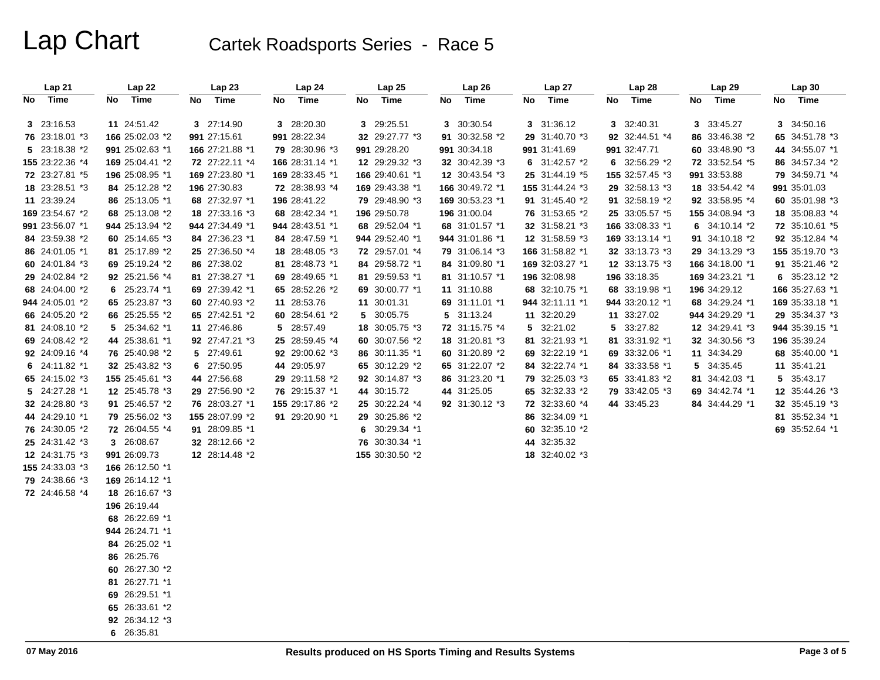# Lap Chart

## Cartek Roadsports Series - Race 5

| Lap 21 | | Lap 22 | | Lap 23 | | Lap 24 | | Lap 25 | | Lap 26 | | Lap 27 | | Lap 28 | | Lap 29 | | Lap 30 | |
|---|---|---|---|---|---|---|---|---|---|---|---|---|---|---|---|---|---|---|---|
| No | Time | No | Time | No | Time | No | Time | No | Time | No | Time | No | Time | No | Time | No | Time | No | Time |
| 3 | 23:16.53 | 11 | 24:51.42 | 3 | 27:14.90 | 3 | 28:20.30 | 3 | 29:25.51 | 3 | 30:30.54 | 3 | 31:36.12 | 3 | 32:40.31 | 3 | 33:45.27 | 3 | 34:50.16 |
| 76 | 23:18.01 *3 | 166 | 25:02.03 *2 | 991 | 27:15.61 | 991 | 28:22.34 | 32 | 29:27.77 *3 | 91 | 30:32.58 *2 | 29 | 31:40.70 *3 | 92 | 32:44.51 *4 | 86 | 33:46.38 *2 | 65 | 34:51.78 *3 |
| 5 | 23:18.38 *2 | 991 | 25:02.63 *1 | 166 | 27:21.88 *1 | 79 | 28:30.96 *3 | 991 | 29:28.20 | 991 | 30:34.18 | 991 | 31:41.69 | 991 | 32:47.71 | 60 | 33:48.90 *3 | 44 | 34:55.07 *1 |
| 155 | 23:22.36 *4 | 169 | 25:04.41 *2 | 72 | 27:22.11 *4 | 166 | 28:31.14 *1 | 12 | 29:29.32 *3 | 32 | 30:42.39 *3 | 6 | 31:42.57 *2 | 6 | 32:56.29 *2 | 72 | 33:52.54 *5 | 86 | 34:57.34 *2 |
| 72 | 23:27.81 *5 | 196 | 25:08.95 *1 | 169 | 27:23.80 *1 | 169 | 28:33.45 *1 | 166 | 29:40.61 *1 | 12 | 30:43.54 *3 | 25 | 31:44.19 *5 | 155 | 32:57.45 *3 | 991 | 33:53.88 | 79 | 34:59.71 *4 |
| 18 | 23:28.51 *3 | 84 | 25:12.28 *2 | 196 | 27:30.83 | 72 | 28:38.93 *4 | 169 | 29:43.38 *1 | 166 | 30:49.72 *1 | 155 | 31:44.24 *3 | 29 | 32:58.13 *3 | 18 | 33:54.42 *4 | 991 | 35:01.03 |
| 11 | 23:39.24 | 86 | 25:13.05 *1 | 68 | 27:32.97 *1 | 196 | 28:41.22 | 79 | 29:48.90 *3 | 169 | 30:53.23 *1 | 91 | 31:45.40 *2 | 91 | 32:58.19 *2 | 92 | 33:58.95 *4 | 60 | 35:01.98 *3 |
| 169 | 23:54.67 *2 | 68 | 25:13.08 *2 | 18 | 27:33.16 *3 | 68 | 28:42.34 *1 | 196 | 29:50.78 | 196 | 31:00.04 | 76 | 31:53.65 *2 | 25 | 33:05.57 *5 | 155 | 34:08.94 *3 | 18 | 35:08.83 *4 |
| 991 | 23:56.07 *1 | 944 | 25:13.94 *2 | 944 | 27:34.49 *1 | 944 | 28:43.51 *1 | 68 | 29:52.04 *1 | 68 | 31:01.57 *1 | 32 | 31:58.21 *3 | 166 | 33:08.33 *1 | 6 | 34:10.14 *2 | 72 | 35:10.61 *5 |
| 84 | 23:59.38 *2 | 60 | 25:14.65 *3 | 84 | 27:36.23 *1 | 84 | 28:47.59 *1 | 944 | 29:52.40 *1 | 944 | 31:01.86 *1 | 12 | 31:58.59 *3 | 169 | 33:13.14 *1 | 91 | 34:10.18 *2 | 92 | 35:12.84 *4 |
| 86 | 24:01.05 *1 | 81 | 25:17.89 *2 | 25 | 27:36.50 *4 | 18 | 28:48.05 *3 | 72 | 29:57.01 *4 | 79 | 31:06.14 *3 | 166 | 31:58.82 *1 | 32 | 33:13.73 *3 | 29 | 34:13.29 *3 | 155 | 35:19.70 *3 |
| 60 | 24:01.84 *3 | 69 | 25:19.24 *2 | 86 | 27:38.02 | 81 | 28:48.73 *1 | 84 | 29:58.72 *1 | 84 | 31:09.80 *1 | 169 | 32:03.27 *1 | 12 | 33:13.75 *3 | 166 | 34:18.00 *1 | 91 | 35:21.46 *2 |
| 29 | 24:02.84 *2 | 92 | 25:21.56 *4 | 81 | 27:38.27 *1 | 69 | 28:49.65 *1 | 81 | 29:59.53 *1 | 81 | 31:10.57 *1 | 196 | 32:08.98 | 196 | 33:18.35 | 169 | 34:23.21 *1 | 6 | 35:23.12 *2 |
| 68 | 24:04.00 *2 | 6 | 25:23.74 *1 | 69 | 27:39.42 *1 | 65 | 28:52.26 *2 | 69 | 30:00.77 *1 | 11 | 31:10.88 | 68 | 32:10.75 *1 | 68 | 33:19.98 *1 | 196 | 34:29.12 | 166 | 35:27.63 *1 |
| 944 | 24:05.01 *2 | 65 | 25:23.87 *3 | 60 | 27:40.93 *2 | 11 | 28:53.76 | 11 | 30:01.31 | 69 | 31:11.01 *1 | 944 | 32:11.11 *1 | 944 | 33:20.12 *1 | 68 | 34:29.24 *1 | 169 | 35:33.18 *1 |
| 66 | 24:05.20 *2 | 66 | 25:25.55 *2 | 65 | 27:42.51 *2 | 60 | 28:54.61 *2 | 5 | 30:05.75 | 5 | 31:13.24 | 11 | 32:20.29 | 11 | 33:27.02 | 944 | 34:29.29 *1 | 29 | 35:34.37 *3 |
| 81 | 24:08.10 *2 | 5 | 25:34.62 *1 | 11 | 27:46.86 | 5 | 28:57.49 | 18 | 30:05.75 *3 | 72 | 31:15.75 *4 | 5 | 32:21.02 | 5 | 33:27.82 | 12 | 34:29.41 *3 | 944 | 35:39.15 *1 |
| 69 | 24:08.42 *2 | 44 | 25:38.61 *1 | 92 | 27:47.21 *3 | 25 | 28:59.45 *4 | 60 | 30:07.56 *2 | 18 | 31:20.81 *3 | 81 | 32:21.93 *1 | 81 | 33:31.92 *1 | 32 | 34:30.56 *3 | 196 | 35:39.24 |
| 92 | 24:09.16 *4 | 76 | 25:40.98 *2 | 5 | 27:49.61 | 92 | 29:00.62 *3 | 86 | 30:11.35 *1 | 60 | 31:20.89 *2 | 69 | 32:22.19 *1 | 69 | 33:32.06 *1 | 11 | 34:34.29 | 68 | 35:40.00 *1 |
| 6 | 24:11.82 *1 | 32 | 25:43.82 *3 | 6 | 27:50.95 | 44 | 29:05.97 | 65 | 30:12.29 *2 | 65 | 31:22.07 *2 | 84 | 32:22.74 *1 | 84 | 33:33.58 *1 | 5 | 34:35.45 | 11 | 35:41.21 |
| 65 | 24:15.02 *3 | 155 | 25:45.61 *3 | 44 | 27:56.68 | 29 | 29:11.58 *2 | 92 | 30:14.87 *3 | 86 | 31:23.20 *1 | 79 | 32:25.03 *3 | 65 | 33:41.83 *2 | 81 | 34:42.03 *1 | 5 | 35:43.17 |
| 5 | 24:27.28 *1 | 12 | 25:45.78 *3 | 29 | 27:56.90 *2 | 76 | 29:15.37 *1 | 44 | 30:15.72 | 44 | 31:25.05 | 65 | 32:32.33 *2 | 79 | 33:42.05 *3 | 69 | 34:42.74 *1 | 12 | 35:44.26 *3 |
| 32 | 24:28.80 *3 | 91 | 25:46.57 *2 | 76 | 28:03.27 *1 | 155 | 29:17.86 *2 | 25 | 30:22.24 *4 | 92 | 31:30.12 *3 | 72 | 32:33.60 *4 | 44 | 33:45.23 | 84 | 34:44.29 *1 | 32 | 35:45.19 *3 |
| 44 | 24:29.10 *1 | 79 | 25:56.02 *3 | 155 | 28:07.99 *2 | 91 | 29:20.90 *1 | 29 | 30:25.86 *2 | | | 86 | 32:34.09 *1 | | | | | 81 | 35:52.34 *1 |
| 76 | 24:30.05 *2 | 72 | 26:04.55 *4 | 91 | 28:09.85 *1 | | | 6 | 30:29.34 *1 | | | 60 | 32:35.10 *2 | | | | | 69 | 35:52.64 *1 |
| 25 | 24:31.42 *3 | 3 | 26:08.67 | 32 | 28:12.66 *2 | | | 76 | 30:30.34 *1 | | | 44 | 32:35.32 | | | | | | |
| 12 | 24:31.75 *3 | 991 | 26:09.73 | 12 | 28:14.48 *2 | | | 155 | 30:30.50 *2 | | | 18 | 32:40.02 *3 | | | | | | |
| 155 | 24:33.03 *3 | 166 | 26:12.50 *1 | | | | | | | | | | | | | | | | |
| 79 | 24:38.66 *3 | 169 | 26:14.12 *1 | | | | | | | | | | | | | | | | |
| 72 | 24:46.58 *4 | 18 | 26:16.67 *3 | | | | | | | | | | | | | | | | |
| | | 196 | 26:19.44 | | | | | | | | | | | | | | | | |
| | | 68 | 26:22.69 *1 | | | | | | | | | | | | | | | | |
| | | 944 | 26:24.71 *1 | | | | | | | | | | | | | | | | |
| | | 84 | 26:25.02 *1 | | | | | | | | | | | | | | | | |
| | | 86 | 26:25.76 | | | | | | | | | | | | | | | | |
| | | 60 | 26:27.30 *2 | | | | | | | | | | | | | | | | |
| | | 81 | 26:27.71 *1 | | | | | | | | | | | | | | | | |
| | | 69 | 26:29.51 *1 | | | | | | | | | | | | | | | | |
| | | 65 | 26:33.61 *2 | | | | | | | | | | | | | | | | |
| | | 92 | 26:34.12 *3 | | | | | | | | | | | | | | | | |
| | | 6 | 26:35.81 | | | | | | | | | | | | | | | | |

07 May 2016

**Results produced on HS Sports Timing and Results Systems**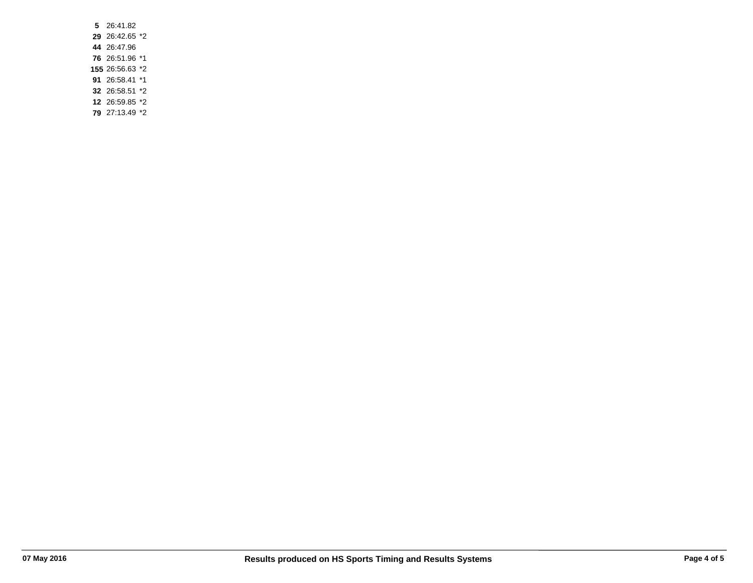| | | |
|---|---|---|
| **5** | 26:41.82 | |
| **29** | 26:42.65 | *2 |
| **44** | 26:47.96 | |
| **76** | 26:51.96 | *1 |
| **155** | 26:56.63 | *2 |
| **91** | 26:58.41 | *1 |
| **32** | 26:58.51 | *2 |
| **12** | 26:59.85 | *2 |
| **79** | 27:13.49 | *2 |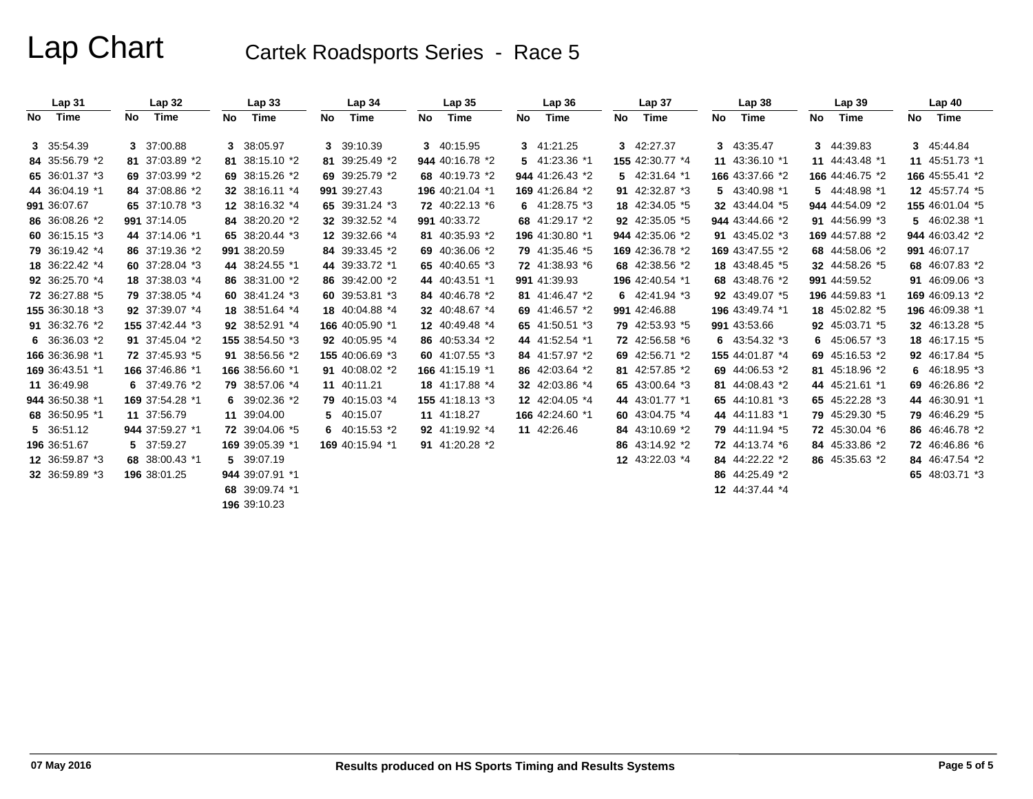# Lap Chart

## Cartek Roadsports Series - Race 5

| Lap 31 | | Lap 32 | | Lap 33 | | Lap 34 | | Lap 35 | | Lap 36 | | Lap 37 | | Lap 38 | | Lap 39 | | Lap 40 | |
|---|---|---|---|---|---|---|---|---|---|---|---|---|---|---|---|---|---|---|---|
| No | Time | No | Time | No | Time | No | Time | No | Time | No | Time | No | Time | No | Time | No | Time | No | Time |
| 3 | 35:54.39 | 3 | 37:00.88 | 3 | 38:05.97 | 3 | 39:10.39 | 3 | 40:15.95 | 3 | 41:21.25 | 3 | 42:27.37 | 3 | 43:35.47 | 3 | 44:39.83 | 3 | 45:44.84 |
| 84 | 35:56.79 *2 | 81 | 37:03.89 *2 | 81 | 38:15.10 *2 | 81 | 39:25.49 *2 | 944 | 40:16.78 *2 | 5 | 41:23.36 *1 | 155 | 42:30.77 *4 | 11 | 43:36.10 *1 | 11 | 44:43.48 *1 | 11 | 45:51.73 *1 |
| 65 | 36:01.37 *3 | 69 | 37:03.99 *2 | 69 | 38:15.26 *2 | 69 | 39:25.79 *2 | 68 | 40:19.73 *2 | 944 | 41:26.43 *2 | 5 | 42:31.64 *1 | 166 | 43:37.66 *2 | 166 | 44:46.75 *2 | 166 | 45:55.41 *2 |
| 44 | 36:04.19 *1 | 84 | 37:08.86 *2 | 32 | 38:16.11 *4 | 991 | 39:27.43 | 196 | 40:21.04 *1 | 169 | 41:26.84 *2 | 91 | 42:32.87 *3 | 5 | 43:40.98 *1 | 5 | 44:48.98 *1 | 12 | 45:57.74 *5 |
| 991 | 36:07.67 | 65 | 37:10.78 *3 | 12 | 38:16.32 *4 | 65 | 39:31.24 *3 | 72 | 40:22.13 *6 | 6 | 41:28.75 *3 | 18 | 42:34.05 *5 | 32 | 43:44.04 *5 | 944 | 44:54.09 *2 | 155 | 46:01.04 *5 |
| 86 | 36:08.26 *2 | 991 | 37:14.05 | 84 | 38:20.20 *2 | 32 | 39:32.52 *4 | 991 | 40:33.72 | 68 | 41:29.17 *2 | 92 | 42:35.05 *5 | 944 | 43:44.66 *2 | 91 | 44:56.99 *3 | 5 | 46:02.38 *1 |
| 60 | 36:15.15 *3 | 44 | 37:14.06 *1 | 65 | 38:20.44 *3 | 12 | 39:32.66 *4 | 81 | 40:35.93 *2 | 196 | 41:30.80 *1 | 944 | 42:35.06 *2 | 91 | 43:45.02 *3 | 169 | 44:57.88 *2 | 944 | 46:03.42 *2 |
| 79 | 36:19.42 *4 | 86 | 37:19.36 *2 | 991 | 38:20.59 | 84 | 39:33.45 *2 | 69 | 40:36.06 *2 | 79 | 41:35.46 *5 | 169 | 42:36.78 *2 | 169 | 43:47.55 *2 | 68 | 44:58.06 *2 | 991 | 46:07.17 |
| 18 | 36:22.42 *4 | 60 | 37:28.04 *3 | 44 | 38:24.55 *1 | 44 | 39:33.72 *1 | 65 | 40:40.65 *3 | 72 | 41:38.93 *6 | 68 | 42:38.56 *2 | 18 | 43:48.45 *5 | 32 | 44:58.26 *5 | 68 | 46:07.83 *2 |
| 92 | 36:25.70 *4 | 18 | 37:38.03 *4 | 86 | 38:31.00 *2 | 86 | 39:42.00 *2 | 44 | 40:43.51 *1 | 991 | 41:39.93 | 196 | 42:40.54 *1 | 68 | 43:48.76 *2 | 991 | 44:59.52 | 91 | 46:09.06 *3 |
| 72 | 36:27.88 *5 | 79 | 37:38.05 *4 | 60 | 38:41.24 *3 | 60 | 39:53.81 *3 | 84 | 40:46.78 *2 | 81 | 41:46.47 *2 | 6 | 42:41.94 *3 | 92 | 43:49.07 *5 | 196 | 44:59.83 *1 | 169 | 46:09.13 *2 |
| 155 | 36:30.18 *3 | 92 | 37:39.07 *4 | 18 | 38:51.64 *4 | 18 | 40:04.88 *4 | 32 | 40:48.67 *4 | 69 | 41:46.57 *2 | 991 | 42:46.88 | 196 | 43:49.74 *1 | 18 | 45:02.82 *5 | 196 | 46:09.38 *1 |
| 91 | 36:32.76 *2 | 155 | 37:42.44 *3 | 92 | 38:52.91 *4 | 166 | 40:05.90 *1 | 12 | 40:49.48 *4 | 65 | 41:50.51 *3 | 79 | 42:53.93 *5 | 991 | 43:53.66 | 92 | 45:03.71 *5 | 32 | 46:13.28 *5 |
| 6 | 36:36.03 *2 | 91 | 37:45.04 *2 | 155 | 38:54.50 *3 | 92 | 40:05.95 *4 | 86 | 40:53.34 *2 | 44 | 41:52.54 *1 | 72 | 42:56.58 *6 | 6 | 43:54.32 *3 | 6 | 45:06.57 *3 | 18 | 46:17.15 *5 |
| 166 | 36:36.98 *1 | 72 | 37:45.93 *5 | 91 | 38:56.56 *2 | 155 | 40:06.69 *3 | 60 | 41:07.55 *3 | 84 | 41:57.97 *2 | 69 | 42:56.71 *2 | 155 | 44:01.87 *4 | 69 | 45:16.53 *2 | 92 | 46:17.84 *5 |
| 169 | 36:43.51 *1 | 166 | 37:46.86 *1 | 166 | 38:56.60 *1 | 91 | 40:08.02 *2 | 166 | 41:15.19 *1 | 86 | 42:03.64 *2 | 81 | 42:57.85 *2 | 69 | 44:06.53 *2 | 81 | 45:18.96 *2 | 6 | 46:18.95 *3 |
| 11 | 36:49.98 | 6 | 37:49.76 *2 | 79 | 38:57.06 *4 | 11 | 40:11.21 | 18 | 41:17.88 *4 | 32 | 42:03.86 *4 | 65 | 43:00.64 *3 | 81 | 44:08.43 *2 | 44 | 45:21.61 *1 | 69 | 46:26.86 *2 |
| 944 | 36:50.38 *1 | 169 | 37:54.28 *1 | 6 | 39:02.36 *2 | 79 | 40:15.03 *4 | 155 | 41:18.13 *3 | 12 | 42:04.05 *4 | 44 | 43:01.77 *1 | 65 | 44:10.81 *3 | 65 | 45:22.28 *3 | 44 | 46:30.91 *1 |
| 68 | 36:50.95 *1 | 11 | 37:56.79 | 11 | 39:04.00 | 5 | 40:15.07 | 11 | 41:18.27 | 166 | 42:24.60 *1 | 60 | 43:04.75 *4 | 44 | 44:11.83 *1 | 79 | 45:29.30 *5 | 79 | 46:46.29 *5 |
| 5 | 36:51.12 | 944 | 37:59.27 *1 | 72 | 39:04.06 *5 | 6 | 40:15.53 *2 | 92 | 41:19.92 *4 | 11 | 42:26.46 | 84 | 43:10.69 *2 | 79 | 44:11.94 *5 | 72 | 45:30.04 *6 | 86 | 46:46.78 *2 |
| 196 | 36:51.67 | 5 | 37:59.27 | 169 | 39:05.39 *1 | 169 | 40:15.94 *1 | 91 | 41:20.28 *2 | | | 86 | 43:14.92 *2 | 72 | 44:13.74 *6 | 84 | 45:33.86 *2 | 72 | 46:46.86 *6 |
| 12 | 36:59.87 *3 | 68 | 38:00.43 *1 | 5 | 39:07.19 | | | | | | | 12 | 43:22.03 *4 | 84 | 44:22.22 *2 | 86 | 45:35.63 *2 | 84 | 46:47.54 *2 |
| 32 | 36:59.89 *3 | 196 | 38:01.25 | 944 | 39:07.91 *1 | | | | | | | | | 86 | 44:25.49 *2 | | | 65 | 48:03.71 *3 |
| | | | | 68 | 39:09.74 *1 | | | | | | | | | 12 | 44:37.44 *4 | | | | |
| | | | | 196 | 39:10.23 | | | | | | | | | | | | | | |

07 May 2016

Results produced on HS Sports Timing and Results Systems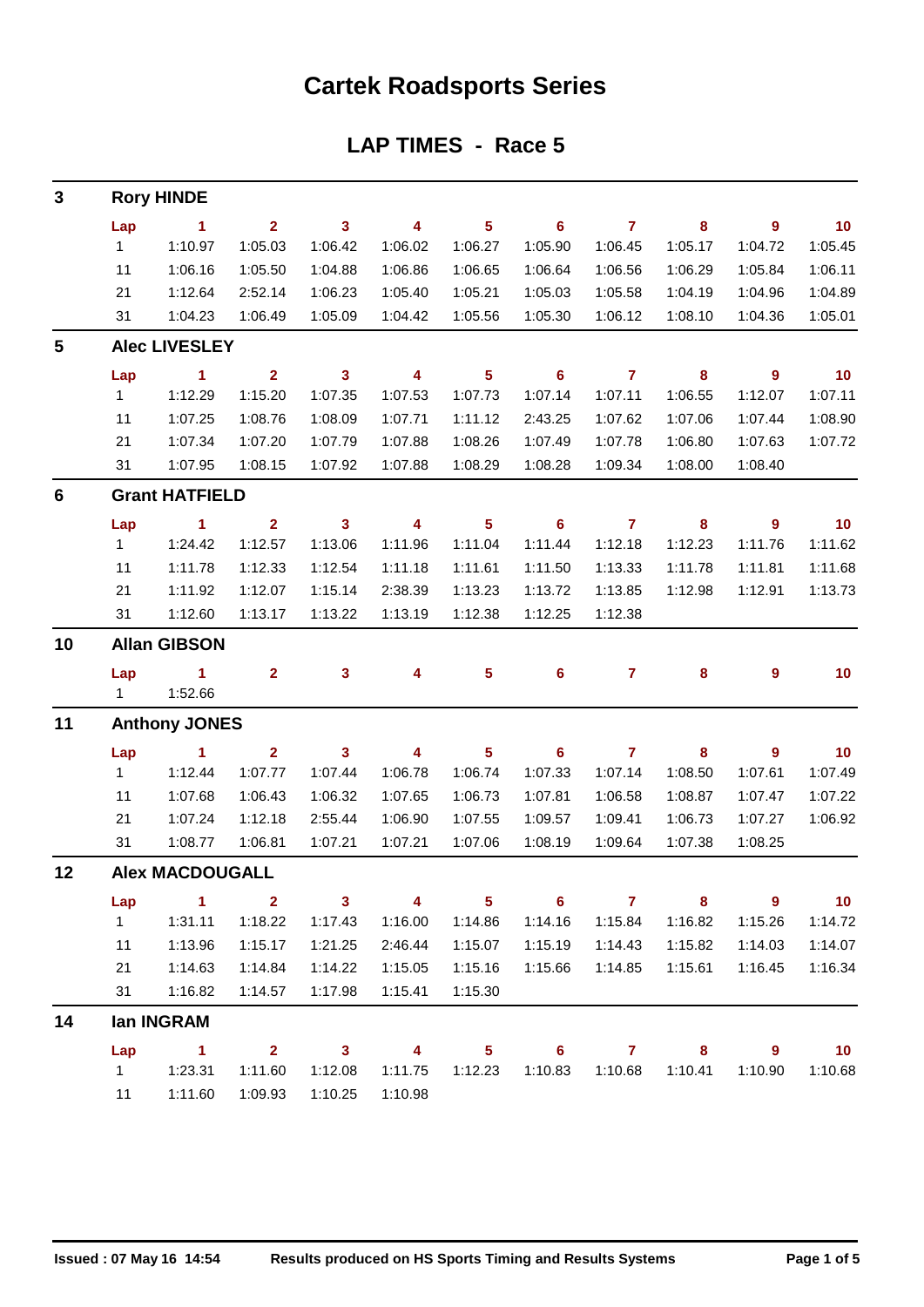# Cartek Roadsports Series

## LAP TIMES - Race 5

### 3 Rory HINDE

| Lap | 1 | 2 | 3 | 4 | 5 | 6 | 7 | 8 | 9 | 10 |
|---|---|---|---|---|---|---|---|---|---|---|
| 1 | 1:10.97 | 1:05.03 | 1:06.42 | 1:06.02 | 1:06.27 | 1:05.90 | 1:06.45 | 1:05.17 | 1:04.72 | 1:05.45 |
| 11 | 1:06.16 | 1:05.50 | 1:04.88 | 1:06.86 | 1:06.65 | 1:06.64 | 1:06.56 | 1:06.29 | 1:05.84 | 1:06.11 |
| 21 | 1:12.64 | 2:52.14 | 1:06.23 | 1:05.40 | 1:05.21 | 1:05.03 | 1:05.58 | 1:04.19 | 1:04.96 | 1:04.89 |
| 31 | 1:04.23 | 1:06.49 | 1:05.09 | 1:04.42 | 1:05.56 | 1:05.30 | 1:06.12 | 1:08.10 | 1:04.36 | 1:05.01 |

### 5 Alec LIVESLEY

| Lap | 1 | 2 | 3 | 4 | 5 | 6 | 7 | 8 | 9 | 10 |
|---|---|---|---|---|---|---|---|---|---|---|
| 1 | 1:12.29 | 1:15.20 | 1:07.35 | 1:07.53 | 1:07.73 | 1:07.14 | 1:07.11 | 1:06.55 | 1:12.07 | 1:07.11 |
| 11 | 1:07.25 | 1:08.76 | 1:08.09 | 1:07.71 | 1:11.12 | 2:43.25 | 1:07.62 | 1:07.06 | 1:07.44 | 1:08.90 |
| 21 | 1:07.34 | 1:07.20 | 1:07.79 | 1:07.88 | 1:08.26 | 1:07.49 | 1:07.78 | 1:06.80 | 1:07.63 | 1:07.72 |
| 31 | 1:07.95 | 1:08.15 | 1:07.92 | 1:07.88 | 1:08.29 | 1:08.28 | 1:09.34 | 1:08.00 | 1:08.40 | |

### 6 Grant HATFIELD

| Lap | 1 | 2 | 3 | 4 | 5 | 6 | 7 | 8 | 9 | 10 |
|---|---|---|---|---|---|---|---|---|---|---|
| 1 | 1:24.42 | 1:12.57 | 1:13.06 | 1:11.96 | 1:11.04 | 1:11.44 | 1:12.18 | 1:12.23 | 1:11.76 | 1:11.62 |
| 11 | 1:11.78 | 1:12.33 | 1:12.54 | 1:11.18 | 1:11.61 | 1:11.50 | 1:13.33 | 1:11.78 | 1:11.81 | 1:11.68 |
| 21 | 1:11.92 | 1:12.07 | 1:15.14 | 2:38.39 | 1:13.23 | 1:13.72 | 1:13.85 | 1:12.98 | 1:12.91 | 1:13.73 |
| 31 | 1:12.60 | 1:13.17 | 1:13.22 | 1:13.19 | 1:12.38 | 1:12.25 | 1:12.38 | | | |

### 10 Allan GIBSON

| Lap | 1 | 2 | 3 | 4 | 5 | 6 | 7 | 8 | 9 | 10 |
|---|---|---|---|---|---|---|---|---|---|---|
| 1 | 1:52.66 | | | | | | | | | |

### 11 Anthony JONES

| Lap | 1 | 2 | 3 | 4 | 5 | 6 | 7 | 8 | 9 | 10 |
|---|---|---|---|---|---|---|---|---|---|---|
| 1 | 1:12.44 | 1:07.77 | 1:07.44 | 1:06.78 | 1:06.74 | 1:07.33 | 1:07.14 | 1:08.50 | 1:07.61 | 1:07.49 |
| 11 | 1:07.68 | 1:06.43 | 1:06.32 | 1:07.65 | 1:06.73 | 1:07.81 | 1:06.58 | 1:08.87 | 1:07.47 | 1:07.22 |
| 21 | 1:07.24 | 1:12.18 | 2:55.44 | 1:06.90 | 1:07.55 | 1:09.57 | 1:09.41 | 1:06.73 | 1:07.27 | 1:06.92 |
| 31 | 1:08.77 | 1:06.81 | 1:07.21 | 1:07.21 | 1:07.06 | 1:08.19 | 1:09.64 | 1:07.38 | 1:08.25 | |

### 12 Alex MACDOUGALL

| Lap | 1 | 2 | 3 | 4 | 5 | 6 | 7 | 8 | 9 | 10 |
|---|---|---|---|---|---|---|---|---|---|---|
| 1 | 1:31.11 | 1:18.22 | 1:17.43 | 1:16.00 | 1:14.86 | 1:14.16 | 1:15.84 | 1:16.82 | 1:15.26 | 1:14.72 |
| 11 | 1:13.96 | 1:15.17 | 1:21.25 | 2:46.44 | 1:15.07 | 1:15.19 | 1:14.43 | 1:15.82 | 1:14.03 | 1:14.07 |
| 21 | 1:14.63 | 1:14.84 | 1:14.22 | 1:15.05 | 1:15.16 | 1:15.66 | 1:14.85 | 1:15.61 | 1:16.45 | 1:16.34 |
| 31 | 1:16.82 | 1:14.57 | 1:17.98 | 1:15.41 | 1:15.30 | | | | | |

### 14 Ian INGRAM

| Lap | 1 | 2 | 3 | 4 | 5 | 6 | 7 | 8 | 9 | 10 |
|---|---|---|---|---|---|---|---|---|---|---|
| 1 | 1:23.31 | 1:11.60 | 1:12.08 | 1:11.75 | 1:12.23 | 1:10.83 | 1:10.68 | 1:10.41 | 1:10.90 | 1:10.68 |
| 11 | 1:11.60 | 1:09.93 | 1:10.25 | 1:10.98 | | | | | | |

Issued : 07 May 16 14:54 — Results produced on HS Sports Timing and Results Systems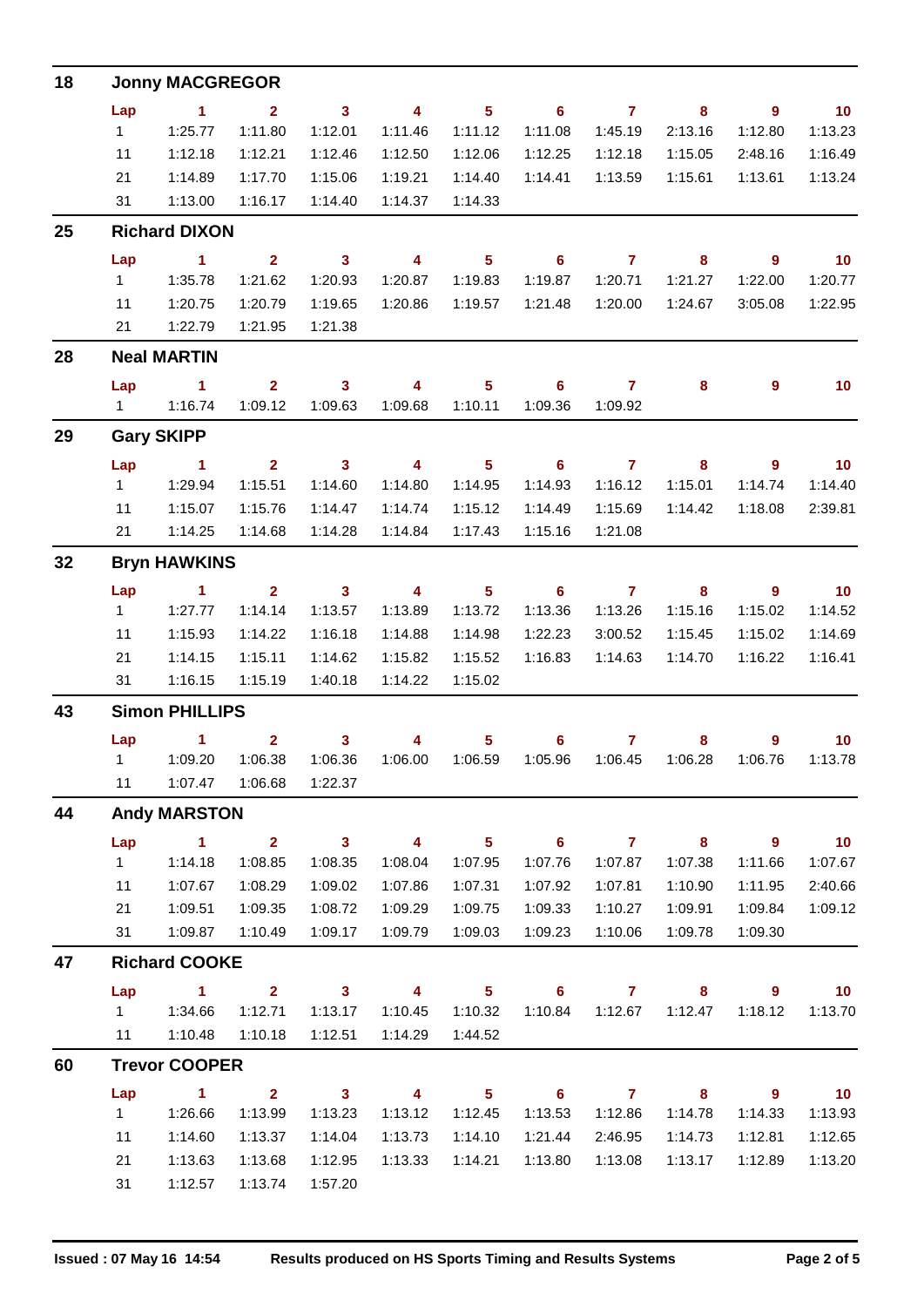## 18 Jonny MACGREGOR

| Lap | 1 | 2 | 3 | 4 | 5 | 6 | 7 | 8 | 9 | 10 |
|---|---|---|---|---|---|---|---|---|---|---|
| 1 | 1:25.77 | 1:11.80 | 1:12.01 | 1:11.46 | 1:11.12 | 1:11.08 | 1:45.19 | 2:13.16 | 1:12.80 | 1:13.23 |
| 11 | 1:12.18 | 1:12.21 | 1:12.46 | 1:12.50 | 1:12.06 | 1:12.25 | 1:12.18 | 1:15.05 | 2:48.16 | 1:16.49 |
| 21 | 1:14.89 | 1:17.70 | 1:15.06 | 1:19.21 | 1:14.40 | 1:14.41 | 1:13.59 | 1:15.61 | 1:13.61 | 1:13.24 |
| 31 | 1:13.00 | 1:16.17 | 1:14.40 | 1:14.37 | 1:14.33 | | | | | |

## 25 Richard DIXON

| Lap | 1 | 2 | 3 | 4 | 5 | 6 | 7 | 8 | 9 | 10 |
|---|---|---|---|---|---|---|---|---|---|---|
| 1 | 1:35.78 | 1:21.62 | 1:20.93 | 1:20.87 | 1:19.83 | 1:19.87 | 1:20.71 | 1:21.27 | 1:22.00 | 1:20.77 |
| 11 | 1:20.75 | 1:20.79 | 1:19.65 | 1:20.86 | 1:19.57 | 1:21.48 | 1:20.00 | 1:24.67 | 3:05.08 | 1:22.95 |
| 21 | 1:22.79 | 1:21.95 | 1:21.38 | | | | | | | |

## 28 Neal MARTIN

| Lap | 1 | 2 | 3 | 4 | 5 | 6 | 7 | 8 | 9 | 10 |
|---|---|---|---|---|---|---|---|---|---|---|
| 1 | 1:16.74 | 1:09.12 | 1:09.63 | 1:09.68 | 1:10.11 | 1:09.36 | 1:09.92 | | | |

## 29 Gary SKIPP

| Lap | 1 | 2 | 3 | 4 | 5 | 6 | 7 | 8 | 9 | 10 |
|---|---|---|---|---|---|---|---|---|---|---|
| 1 | 1:29.94 | 1:15.51 | 1:14.60 | 1:14.80 | 1:14.95 | 1:14.93 | 1:16.12 | 1:15.01 | 1:14.74 | 1:14.40 |
| 11 | 1:15.07 | 1:15.76 | 1:14.47 | 1:14.74 | 1:15.12 | 1:14.49 | 1:15.69 | 1:14.42 | 1:18.08 | 2:39.81 |
| 21 | 1:14.25 | 1:14.68 | 1:14.28 | 1:14.84 | 1:17.43 | 1:15.16 | 1:21.08 | | | |

## 32 Bryn HAWKINS

| Lap | 1 | 2 | 3 | 4 | 5 | 6 | 7 | 8 | 9 | 10 |
|---|---|---|---|---|---|---|---|---|---|---|
| 1 | 1:27.77 | 1:14.14 | 1:13.57 | 1:13.89 | 1:13.72 | 1:13.36 | 1:13.26 | 1:15.16 | 1:15.02 | 1:14.52 |
| 11 | 1:15.93 | 1:14.22 | 1:16.18 | 1:14.88 | 1:14.98 | 1:22.23 | 3:00.52 | 1:15.45 | 1:15.02 | 1:14.69 |
| 21 | 1:14.15 | 1:15.11 | 1:14.62 | 1:15.82 | 1:15.52 | 1:16.83 | 1:14.63 | 1:14.70 | 1:16.22 | 1:16.41 |
| 31 | 1:16.15 | 1:15.19 | 1:40.18 | 1:14.22 | 1:15.02 | | | | | |

## 43 Simon PHILLIPS

| Lap | 1 | 2 | 3 | 4 | 5 | 6 | 7 | 8 | 9 | 10 |
|---|---|---|---|---|---|---|---|---|---|---|
| 1 | 1:09.20 | 1:06.38 | 1:06.36 | 1:06.00 | 1:06.59 | 1:05.96 | 1:06.45 | 1:06.28 | 1:06.76 | 1:13.78 |
| 11 | 1:07.47 | 1:06.68 | 1:22.37 | | | | | | | |

## 44 Andy MARSTON

| Lap | 1 | 2 | 3 | 4 | 5 | 6 | 7 | 8 | 9 | 10 |
|---|---|---|---|---|---|---|---|---|---|---|
| 1 | 1:14.18 | 1:08.85 | 1:08.35 | 1:08.04 | 1:07.95 | 1:07.76 | 1:07.87 | 1:07.38 | 1:11.66 | 1:07.67 |
| 11 | 1:07.67 | 1:08.29 | 1:09.02 | 1:07.86 | 1:07.31 | 1:07.92 | 1:07.81 | 1:10.90 | 1:11.95 | 2:40.66 |
| 21 | 1:09.51 | 1:09.35 | 1:08.72 | 1:09.29 | 1:09.75 | 1:09.33 | 1:10.27 | 1:09.91 | 1:09.84 | 1:09.12 |
| 31 | 1:09.87 | 1:10.49 | 1:09.17 | 1:09.79 | 1:09.03 | 1:09.23 | 1:10.06 | 1:09.78 | 1:09.30 | |

## 47 Richard COOKE

| Lap | 1 | 2 | 3 | 4 | 5 | 6 | 7 | 8 | 9 | 10 |
|---|---|---|---|---|---|---|---|---|---|---|
| 1 | 1:34.66 | 1:12.71 | 1:13.17 | 1:10.45 | 1:10.32 | 1:10.84 | 1:12.67 | 1:12.47 | 1:18.12 | 1:13.70 |
| 11 | 1:10.48 | 1:10.18 | 1:12.51 | 1:14.29 | 1:44.52 | | | | | |

## 60 Trevor COOPER

| Lap | 1 | 2 | 3 | 4 | 5 | 6 | 7 | 8 | 9 | 10 |
|---|---|---|---|---|---|---|---|---|---|---|
| 1 | 1:26.66 | 1:13.99 | 1:13.23 | 1:13.12 | 1:12.45 | 1:13.53 | 1:12.86 | 1:14.78 | 1:14.33 | 1:13.93 |
| 11 | 1:14.60 | 1:13.37 | 1:14.04 | 1:13.73 | 1:14.10 | 1:21.44 | 2:46.95 | 1:14.73 | 1:12.81 | 1:12.65 |
| 21 | 1:13.63 | 1:13.68 | 1:12.95 | 1:13.33 | 1:14.21 | 1:13.80 | 1:13.08 | 1:13.17 | 1:12.89 | 1:13.20 |
| 31 | 1:12.57 | 1:13.74 | 1:57.20 | | | | | | | |

**Issued : 07 May 16 14:54** **Results produced on HS Sports Timing and Results Systems**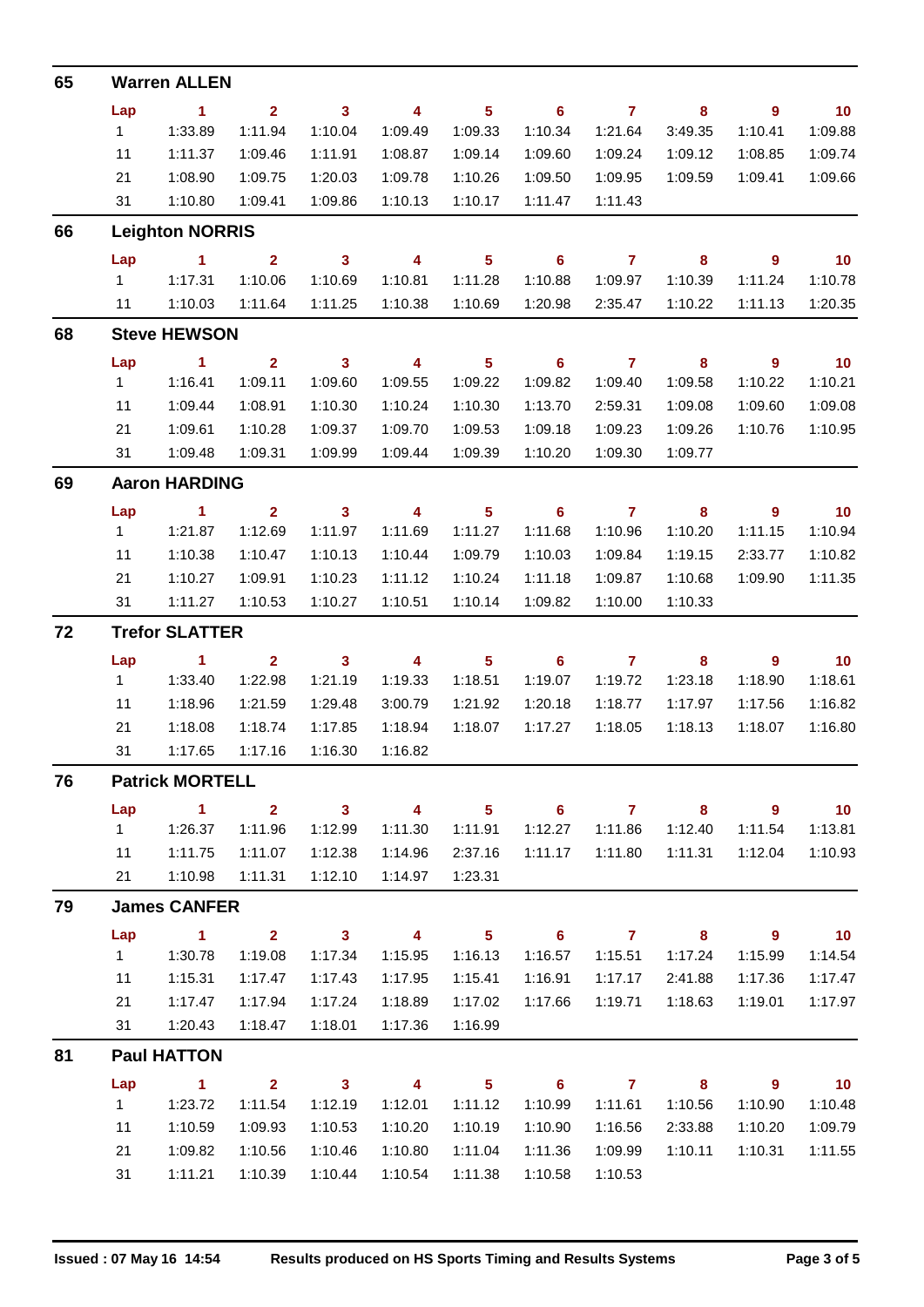## 65 Warren ALLEN

| Lap | 1 | 2 | 3 | 4 | 5 | 6 | 7 | 8 | 9 | 10 |
|---|---|---|---|---|---|---|---|---|---|---|
| 1 | 1:33.89 | 1:11.94 | 1:10.04 | 1:09.49 | 1:09.33 | 1:10.34 | 1:21.64 | 3:49.35 | 1:10.41 | 1:09.88 |
| 11 | 1:11.37 | 1:09.46 | 1:11.91 | 1:08.87 | 1:09.14 | 1:09.60 | 1:09.24 | 1:09.12 | 1:08.85 | 1:09.74 |
| 21 | 1:08.90 | 1:09.75 | 1:20.03 | 1:09.78 | 1:10.26 | 1:09.50 | 1:09.95 | 1:09.59 | 1:09.41 | 1:09.66 |
| 31 | 1:10.80 | 1:09.41 | 1:09.86 | 1:10.13 | 1:10.17 | 1:11.47 | 1:11.43 | | | |

## 66 Leighton NORRIS

| Lap | 1 | 2 | 3 | 4 | 5 | 6 | 7 | 8 | 9 | 10 |
|---|---|---|---|---|---|---|---|---|---|---|
| 1 | 1:17.31 | 1:10.06 | 1:10.69 | 1:10.81 | 1:11.28 | 1:10.88 | 1:09.97 | 1:10.39 | 1:11.24 | 1:10.78 |
| 11 | 1:10.03 | 1:11.64 | 1:11.25 | 1:10.38 | 1:10.69 | 1:20.98 | 2:35.47 | 1:10.22 | 1:11.13 | 1:20.35 |

## 68 Steve HEWSON

| Lap | 1 | 2 | 3 | 4 | 5 | 6 | 7 | 8 | 9 | 10 |
|---|---|---|---|---|---|---|---|---|---|---|
| 1 | 1:16.41 | 1:09.11 | 1:09.60 | 1:09.55 | 1:09.22 | 1:09.82 | 1:09.40 | 1:09.58 | 1:10.22 | 1:10.21 |
| 11 | 1:09.44 | 1:08.91 | 1:10.30 | 1:10.24 | 1:10.30 | 1:13.70 | 2:59.31 | 1:09.08 | 1:09.60 | 1:09.08 |
| 21 | 1:09.61 | 1:10.28 | 1:09.37 | 1:09.70 | 1:09.53 | 1:09.18 | 1:09.23 | 1:09.26 | 1:10.76 | 1:10.95 |
| 31 | 1:09.48 | 1:09.31 | 1:09.99 | 1:09.44 | 1:09.39 | 1:10.20 | 1:09.30 | 1:09.77 | | |

## 69 Aaron HARDING

| Lap | 1 | 2 | 3 | 4 | 5 | 6 | 7 | 8 | 9 | 10 |
|---|---|---|---|---|---|---|---|---|---|---|
| 1 | 1:21.87 | 1:12.69 | 1:11.97 | 1:11.69 | 1:11.27 | 1:11.68 | 1:10.96 | 1:10.20 | 1:11.15 | 1:10.94 |
| 11 | 1:10.38 | 1:10.47 | 1:10.13 | 1:10.44 | 1:09.79 | 1:10.03 | 1:09.84 | 1:19.15 | 2:33.77 | 1:10.82 |
| 21 | 1:10.27 | 1:09.91 | 1:10.23 | 1:11.12 | 1:10.24 | 1:11.18 | 1:09.87 | 1:10.68 | 1:09.90 | 1:11.35 |
| 31 | 1:11.27 | 1:10.53 | 1:10.27 | 1:10.51 | 1:10.14 | 1:09.82 | 1:10.00 | 1:10.33 | | |

## 72 Trefor SLATTER

| Lap | 1 | 2 | 3 | 4 | 5 | 6 | 7 | 8 | 9 | 10 |
|---|---|---|---|---|---|---|---|---|---|---|
| 1 | 1:33.40 | 1:22.98 | 1:21.19 | 1:19.33 | 1:18.51 | 1:19.07 | 1:19.72 | 1:23.18 | 1:18.90 | 1:18.61 |
| 11 | 1:18.96 | 1:21.59 | 1:29.48 | 3:00.79 | 1:21.92 | 1:20.18 | 1:18.77 | 1:17.97 | 1:17.56 | 1:16.82 |
| 21 | 1:18.08 | 1:18.74 | 1:17.85 | 1:18.94 | 1:18.07 | 1:17.27 | 1:18.05 | 1:18.13 | 1:18.07 | 1:16.80 |
| 31 | 1:17.65 | 1:17.16 | 1:16.30 | 1:16.82 | | | | | | |

## 76 Patrick MORTELL

| Lap | 1 | 2 | 3 | 4 | 5 | 6 | 7 | 8 | 9 | 10 |
|---|---|---|---|---|---|---|---|---|---|---|
| 1 | 1:26.37 | 1:11.96 | 1:12.99 | 1:11.30 | 1:11.91 | 1:12.27 | 1:11.86 | 1:12.40 | 1:11.54 | 1:13.81 |
| 11 | 1:11.75 | 1:11.07 | 1:12.38 | 1:14.96 | 2:37.16 | 1:11.17 | 1:11.80 | 1:11.31 | 1:12.04 | 1:10.93 |
| 21 | 1:10.98 | 1:11.31 | 1:12.10 | 1:14.97 | 1:23.31 | | | | | |

## 79 James CANFER

| Lap | 1 | 2 | 3 | 4 | 5 | 6 | 7 | 8 | 9 | 10 |
|---|---|---|---|---|---|---|---|---|---|---|
| 1 | 1:30.78 | 1:19.08 | 1:17.34 | 1:15.95 | 1:16.13 | 1:16.57 | 1:15.51 | 1:17.24 | 1:15.99 | 1:14.54 |
| 11 | 1:15.31 | 1:17.47 | 1:17.43 | 1:17.95 | 1:15.41 | 1:16.91 | 1:17.17 | 2:41.88 | 1:17.36 | 1:17.47 |
| 21 | 1:17.47 | 1:17.94 | 1:17.24 | 1:18.89 | 1:17.02 | 1:17.66 | 1:19.71 | 1:18.63 | 1:19.01 | 1:17.97 |
| 31 | 1:20.43 | 1:18.47 | 1:18.01 | 1:17.36 | 1:16.99 | | | | | |

## 81 Paul HATTON

| Lap | 1 | 2 | 3 | 4 | 5 | 6 | 7 | 8 | 9 | 10 |
|---|---|---|---|---|---|---|---|---|---|---|
| 1 | 1:23.72 | 1:11.54 | 1:12.19 | 1:12.01 | 1:11.12 | 1:10.99 | 1:11.61 | 1:10.56 | 1:10.90 | 1:10.48 |
| 11 | 1:10.59 | 1:09.93 | 1:10.53 | 1:10.20 | 1:10.19 | 1:10.90 | 1:16.56 | 2:33.88 | 1:10.20 | 1:09.79 |
| 21 | 1:09.82 | 1:10.56 | 1:10.46 | 1:10.80 | 1:11.04 | 1:11.36 | 1:09.99 | 1:10.11 | 1:10.31 | 1:11.55 |
| 31 | 1:11.21 | 1:10.39 | 1:10.44 | 1:10.54 | 1:11.38 | 1:10.58 | 1:10.53 | | | |

**Issued : 07 May 16 14:54** **Results produced on HS Sports Timing and Results Systems**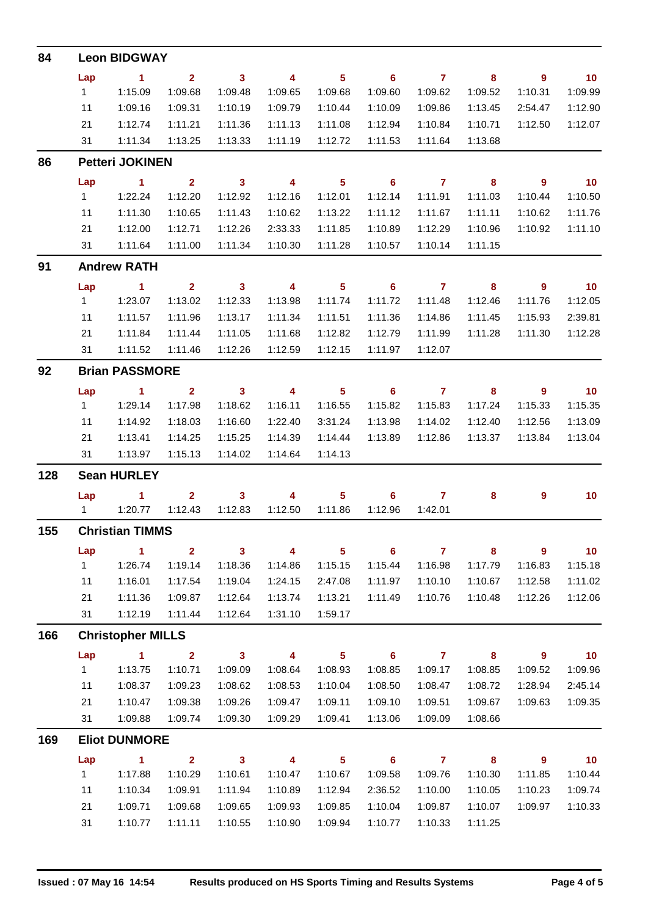## 84 Leon BIDGWAY

| Lap | 1 | 2 | 3 | 4 | 5 | 6 | 7 | 8 | 9 | 10 |
|---|---|---|---|---|---|---|---|---|---|---|
| 1 | 1:15.09 | 1:09.68 | 1:09.48 | 1:09.65 | 1:09.68 | 1:09.60 | 1:09.62 | 1:09.52 | 1:10.31 | 1:09.99 |
| 11 | 1:09.16 | 1:09.31 | 1:10.19 | 1:09.79 | 1:10.44 | 1:10.09 | 1:09.86 | 1:13.45 | 2:54.47 | 1:12.90 |
| 21 | 1:12.74 | 1:11.21 | 1:11.36 | 1:11.13 | 1:11.08 | 1:12.94 | 1:10.84 | 1:10.71 | 1:12.50 | 1:12.07 |
| 31 | 1:11.34 | 1:13.25 | 1:13.33 | 1:11.19 | 1:12.72 | 1:11.53 | 1:11.64 | 1:13.68 | | |

## 86 Petteri JOKINEN

| Lap | 1 | 2 | 3 | 4 | 5 | 6 | 7 | 8 | 9 | 10 |
|---|---|---|---|---|---|---|---|---|---|---|
| 1 | 1:22.24 | 1:12.20 | 1:12.92 | 1:12.16 | 1:12.01 | 1:12.14 | 1:11.91 | 1:11.03 | 1:10.44 | 1:10.50 |
| 11 | 1:11.30 | 1:10.65 | 1:11.43 | 1:10.62 | 1:13.22 | 1:11.12 | 1:11.67 | 1:11.11 | 1:10.62 | 1:11.76 |
| 21 | 1:12.00 | 1:12.71 | 1:12.26 | 2:33.33 | 1:11.85 | 1:10.89 | 1:12.29 | 1:10.96 | 1:10.92 | 1:11.10 |
| 31 | 1:11.64 | 1:11.00 | 1:11.34 | 1:10.30 | 1:11.28 | 1:10.57 | 1:10.14 | 1:11.15 | | |

## 91 Andrew RATH

| Lap | 1 | 2 | 3 | 4 | 5 | 6 | 7 | 8 | 9 | 10 |
|---|---|---|---|---|---|---|---|---|---|---|
| 1 | 1:23.07 | 1:13.02 | 1:12.33 | 1:13.98 | 1:11.74 | 1:11.72 | 1:11.48 | 1:12.46 | 1:11.76 | 1:12.05 |
| 11 | 1:11.57 | 1:11.96 | 1:13.17 | 1:11.34 | 1:11.51 | 1:11.36 | 1:14.86 | 1:11.45 | 1:15.93 | 2:39.81 |
| 21 | 1:11.84 | 1:11.44 | 1:11.05 | 1:11.68 | 1:12.82 | 1:12.79 | 1:11.99 | 1:11.28 | 1:11.30 | 1:12.28 |
| 31 | 1:11.52 | 1:11.46 | 1:12.26 | 1:12.59 | 1:12.15 | 1:11.97 | 1:12.07 | | | |

## 92 Brian PASSMORE

| Lap | 1 | 2 | 3 | 4 | 5 | 6 | 7 | 8 | 9 | 10 |
|---|---|---|---|---|---|---|---|---|---|---|
| 1 | 1:29.14 | 1:17.98 | 1:18.62 | 1:16.11 | 1:16.55 | 1:15.82 | 1:15.83 | 1:17.24 | 1:15.33 | 1:15.35 |
| 11 | 1:14.92 | 1:18.03 | 1:16.60 | 1:22.40 | 3:31.24 | 1:13.98 | 1:14.02 | 1:12.40 | 1:12.56 | 1:13.09 |
| 21 | 1:13.41 | 1:14.25 | 1:15.25 | 1:14.39 | 1:14.44 | 1:13.89 | 1:12.86 | 1:13.37 | 1:13.84 | 1:13.04 |
| 31 | 1:13.97 | 1:15.13 | 1:14.02 | 1:14.64 | 1:14.13 | | | | | |

## 128 Sean HURLEY

| Lap | 1 | 2 | 3 | 4 | 5 | 6 | 7 | 8 | 9 | 10 |
|---|---|---|---|---|---|---|---|---|---|---|
| 1 | 1:20.77 | 1:12.43 | 1:12.83 | 1:12.50 | 1:11.86 | 1:12.96 | 1:42.01 | | | |

## 155 Christian TIMMS

| Lap | 1 | 2 | 3 | 4 | 5 | 6 | 7 | 8 | 9 | 10 |
|---|---|---|---|---|---|---|---|---|---|---|
| 1 | 1:26.74 | 1:19.14 | 1:18.36 | 1:14.86 | 1:15.15 | 1:15.44 | 1:16.98 | 1:17.79 | 1:16.83 | 1:15.18 |
| 11 | 1:16.01 | 1:17.54 | 1:19.04 | 1:24.15 | 2:47.08 | 1:11.97 | 1:10.10 | 1:10.67 | 1:12.58 | 1:11.02 |
| 21 | 1:11.36 | 1:09.87 | 1:12.64 | 1:13.74 | 1:13.21 | 1:11.49 | 1:10.76 | 1:10.48 | 1:12.26 | 1:12.06 |
| 31 | 1:12.19 | 1:11.44 | 1:12.64 | 1:31.10 | 1:59.17 | | | | | |

## 166 Christopher MILLS

| Lap | 1 | 2 | 3 | 4 | 5 | 6 | 7 | 8 | 9 | 10 |
|---|---|---|---|---|---|---|---|---|---|---|
| 1 | 1:13.75 | 1:10.71 | 1:09.09 | 1:08.64 | 1:08.93 | 1:08.85 | 1:09.17 | 1:08.85 | 1:09.52 | 1:09.96 |
| 11 | 1:08.37 | 1:09.23 | 1:08.62 | 1:08.53 | 1:10.04 | 1:08.50 | 1:08.47 | 1:08.72 | 1:28.94 | 2:45.14 |
| 21 | 1:10.47 | 1:09.38 | 1:09.26 | 1:09.47 | 1:09.11 | 1:09.10 | 1:09.51 | 1:09.67 | 1:09.63 | 1:09.35 |
| 31 | 1:09.88 | 1:09.74 | 1:09.30 | 1:09.29 | 1:09.41 | 1:13.06 | 1:09.09 | 1:08.66 | | |

## 169 Eliot DUNMORE

| Lap | 1 | 2 | 3 | 4 | 5 | 6 | 7 | 8 | 9 | 10 |
|---|---|---|---|---|---|---|---|---|---|---|
| 1 | 1:17.88 | 1:10.29 | 1:10.61 | 1:10.47 | 1:10.67 | 1:09.58 | 1:09.76 | 1:10.30 | 1:11.85 | 1:10.44 |
| 11 | 1:10.34 | 1:09.91 | 1:11.94 | 1:10.89 | 1:12.94 | 2:36.52 | 1:10.00 | 1:10.05 | 1:10.23 | 1:09.74 |
| 21 | 1:09.71 | 1:09.68 | 1:09.65 | 1:09.93 | 1:09.85 | 1:10.04 | 1:09.87 | 1:10.07 | 1:09.97 | 1:10.33 |
| 31 | 1:10.77 | 1:11.11 | 1:10.55 | 1:10.90 | 1:09.94 | 1:10.77 | 1:10.33 | 1:11.25 | | |

**Issued : 07 May 16 14:54** **Results produced on HS Sports Timing and Results Systems**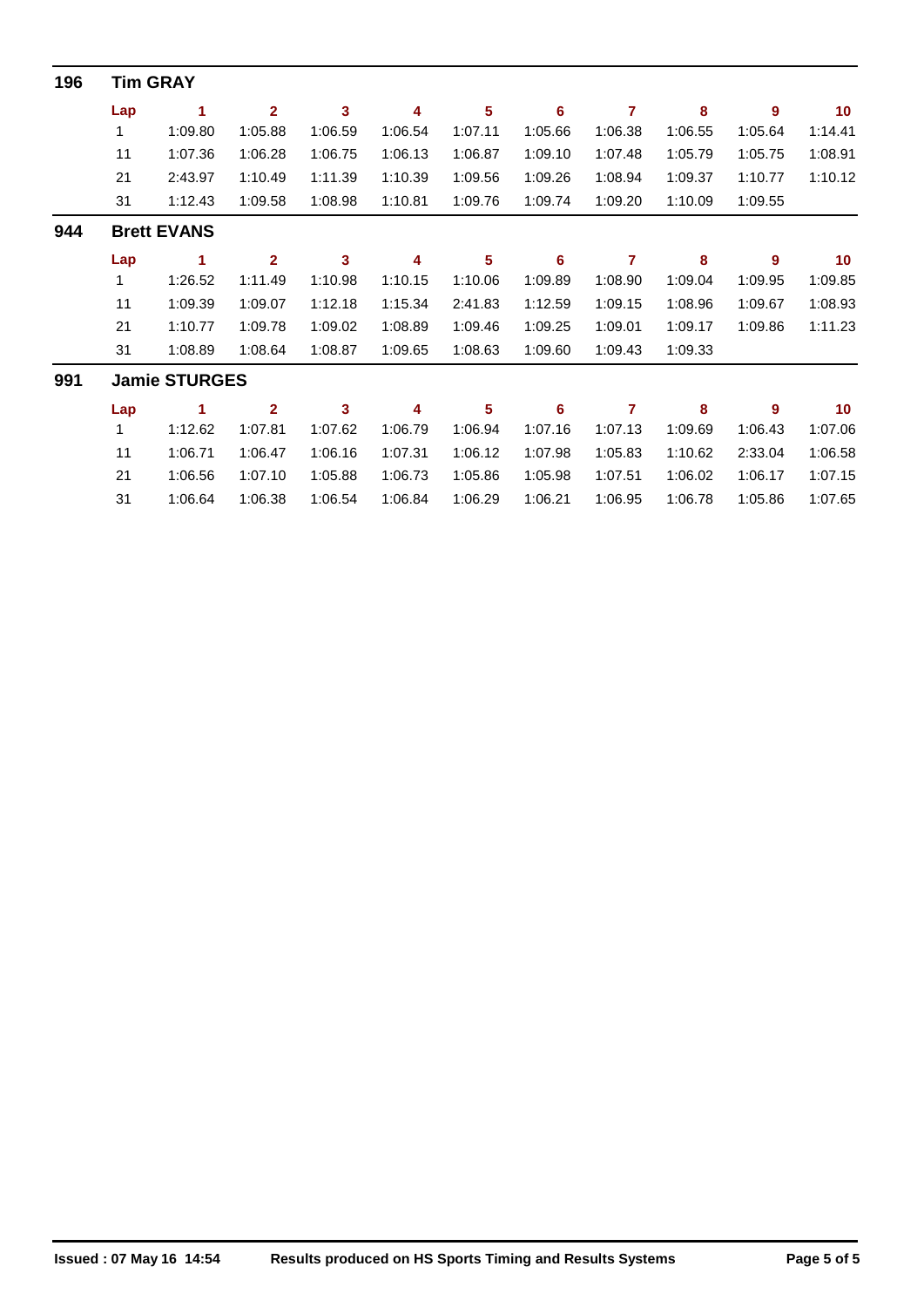## 196 Tim GRAY

| Lap | 1 | 2 | 3 | 4 | 5 | 6 | 7 | 8 | 9 | 10 |
|---|---|---|---|---|---|---|---|---|---|---|
| 1 | 1:09.80 | 1:05.88 | 1:06.59 | 1:06.54 | 1:07.11 | 1:05.66 | 1:06.38 | 1:06.55 | 1:05.64 | 1:14.41 |
| 11 | 1:07.36 | 1:06.28 | 1:06.75 | 1:06.13 | 1:06.87 | 1:09.10 | 1:07.48 | 1:05.79 | 1:05.75 | 1:08.91 |
| 21 | 2:43.97 | 1:10.49 | 1:11.39 | 1:10.39 | 1:09.56 | 1:09.26 | 1:08.94 | 1:09.37 | 1:10.77 | 1:10.12 |
| 31 | 1:12.43 | 1:09.58 | 1:08.98 | 1:10.81 | 1:09.76 | 1:09.74 | 1:09.20 | 1:10.09 | 1:09.55 | |

## 944 Brett EVANS

| Lap | 1 | 2 | 3 | 4 | 5 | 6 | 7 | 8 | 9 | 10 |
|---|---|---|---|---|---|---|---|---|---|---|
| 1 | 1:26.52 | 1:11.49 | 1:10.98 | 1:10.15 | 1:10.06 | 1:09.89 | 1:08.90 | 1:09.04 | 1:09.95 | 1:09.85 |
| 11 | 1:09.39 | 1:09.07 | 1:12.18 | 1:15.34 | 2:41.83 | 1:12.59 | 1:09.15 | 1:08.96 | 1:09.67 | 1:08.93 |
| 21 | 1:10.77 | 1:09.78 | 1:09.02 | 1:08.89 | 1:09.46 | 1:09.25 | 1:09.01 | 1:09.17 | 1:09.86 | 1:11.23 |
| 31 | 1:08.89 | 1:08.64 | 1:08.87 | 1:09.65 | 1:08.63 | 1:09.60 | 1:09.43 | 1:09.33 | | |

## 991 Jamie STURGES

| Lap | 1 | 2 | 3 | 4 | 5 | 6 | 7 | 8 | 9 | 10 |
|---|---|---|---|---|---|---|---|---|---|---|
| 1 | 1:12.62 | 1:07.81 | 1:07.62 | 1:06.79 | 1:06.94 | 1:07.16 | 1:07.13 | 1:09.69 | 1:06.43 | 1:07.06 |
| 11 | 1:06.71 | 1:06.47 | 1:06.16 | 1:07.31 | 1:06.12 | 1:07.98 | 1:05.83 | 1:10.62 | 2:33.04 | 1:06.58 |
| 21 | 1:06.56 | 1:07.10 | 1:05.88 | 1:06.73 | 1:05.86 | 1:05.98 | 1:07.51 | 1:06.02 | 1:06.17 | 1:07.15 |
| 31 | 1:06.64 | 1:06.38 | 1:06.54 | 1:06.84 | 1:06.29 | 1:06.21 | 1:06.95 | 1:06.78 | 1:05.86 | 1:07.65 |

**Issued : 07 May 16 14:54** **Results produced on HS Sports Timing and Results Systems**